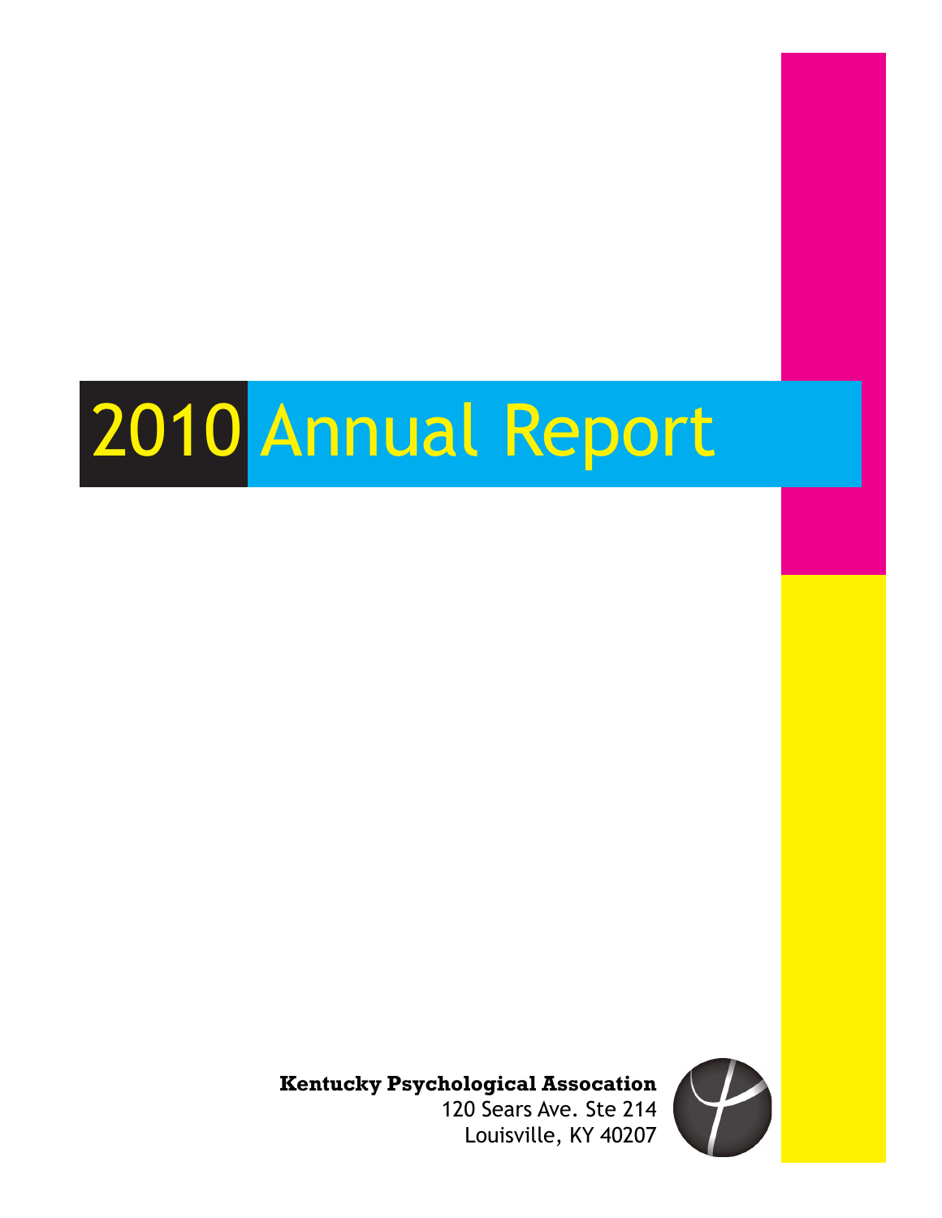# 2010 Annual Report

**Kentucky Psychological Assocation**
120 Sears Ave. Ste 214
Louisville, KY 40207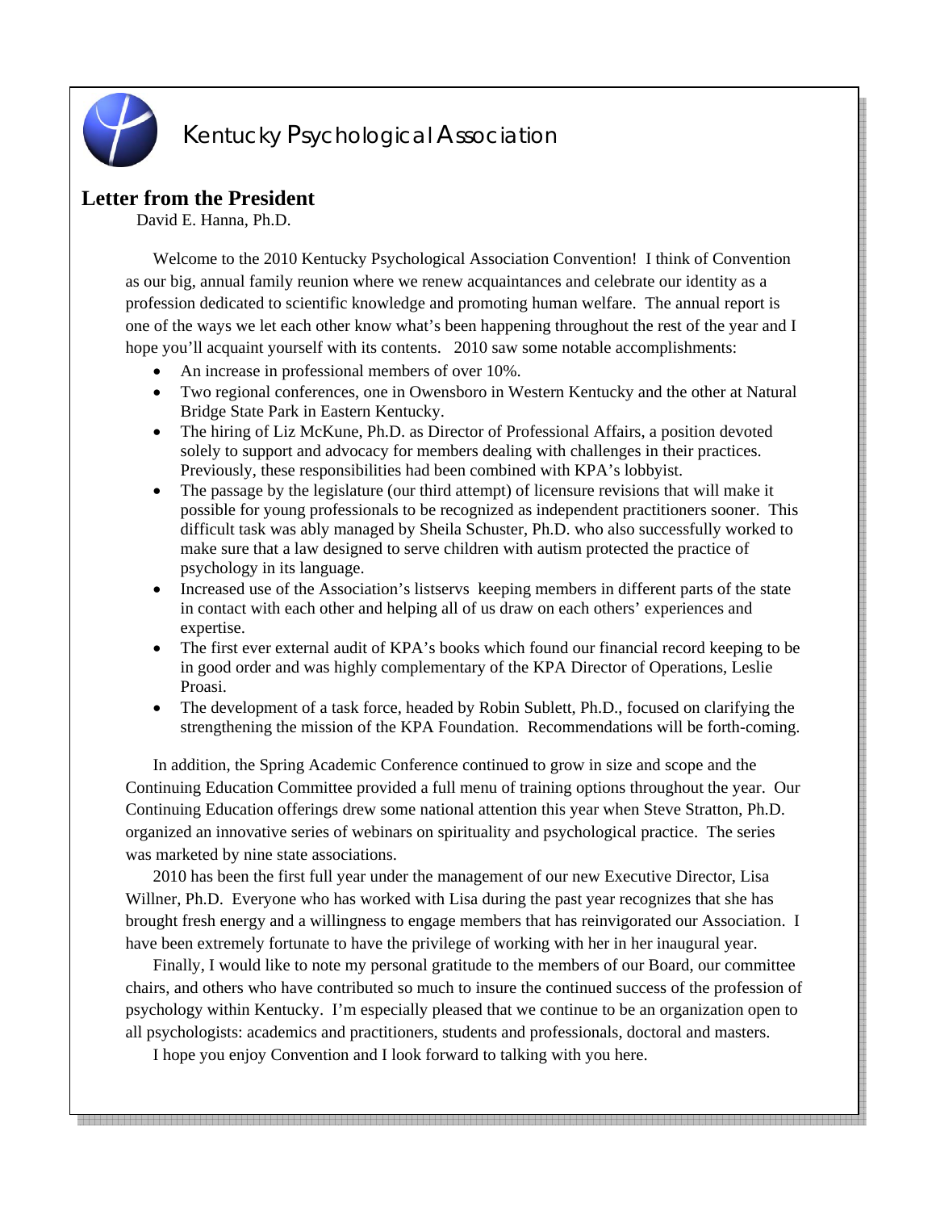Kentucky Psychological Association

## Letter from the President

David E. Hanna, Ph.D.

Welcome to the 2010 Kentucky Psychological Association Convention! I think of Convention as our big, annual family reunion where we renew acquaintances and celebrate our identity as a profession dedicated to scientific knowledge and promoting human welfare. The annual report is one of the ways we let each other know what's been happening throughout the rest of the year and I hope you'll acquaint yourself with its contents. 2010 saw some notable accomplishments:

- An increase in professional members of over 10%.
- Two regional conferences, one in Owensboro in Western Kentucky and the other at Natural Bridge State Park in Eastern Kentucky.
- The hiring of Liz McKune, Ph.D. as Director of Professional Affairs, a position devoted solely to support and advocacy for members dealing with challenges in their practices. Previously, these responsibilities had been combined with KPA's lobbyist.
- The passage by the legislature (our third attempt) of licensure revisions that will make it possible for young professionals to be recognized as independent practitioners sooner. This difficult task was ably managed by Sheila Schuster, Ph.D. who also successfully worked to make sure that a law designed to serve children with autism protected the practice of psychology in its language.
- Increased use of the Association's listservs keeping members in different parts of the state in contact with each other and helping all of us draw on each others' experiences and expertise.
- The first ever external audit of KPA's books which found our financial record keeping to be in good order and was highly complementary of the KPA Director of Operations, Leslie Proasi.
- The development of a task force, headed by Robin Sublett, Ph.D., focused on clarifying the strengthening the mission of the KPA Foundation. Recommendations will be forth-coming.

In addition, the Spring Academic Conference continued to grow in size and scope and the Continuing Education Committee provided a full menu of training options throughout the year. Our Continuing Education offerings drew some national attention this year when Steve Stratton, Ph.D. organized an innovative series of webinars on spirituality and psychological practice. The series was marketed by nine state associations.

2010 has been the first full year under the management of our new Executive Director, Lisa Willner, Ph.D. Everyone who has worked with Lisa during the past year recognizes that she has brought fresh energy and a willingness to engage members that has reinvigorated our Association. I have been extremely fortunate to have the privilege of working with her in her inaugural year.

Finally, I would like to note my personal gratitude to the members of our Board, our committee chairs, and others who have contributed so much to insure the continued success of the profession of psychology within Kentucky. I'm especially pleased that we continue to be an organization open to all psychologists: academics and practitioners, students and professionals, doctoral and masters.

I hope you enjoy Convention and I look forward to talking with you here.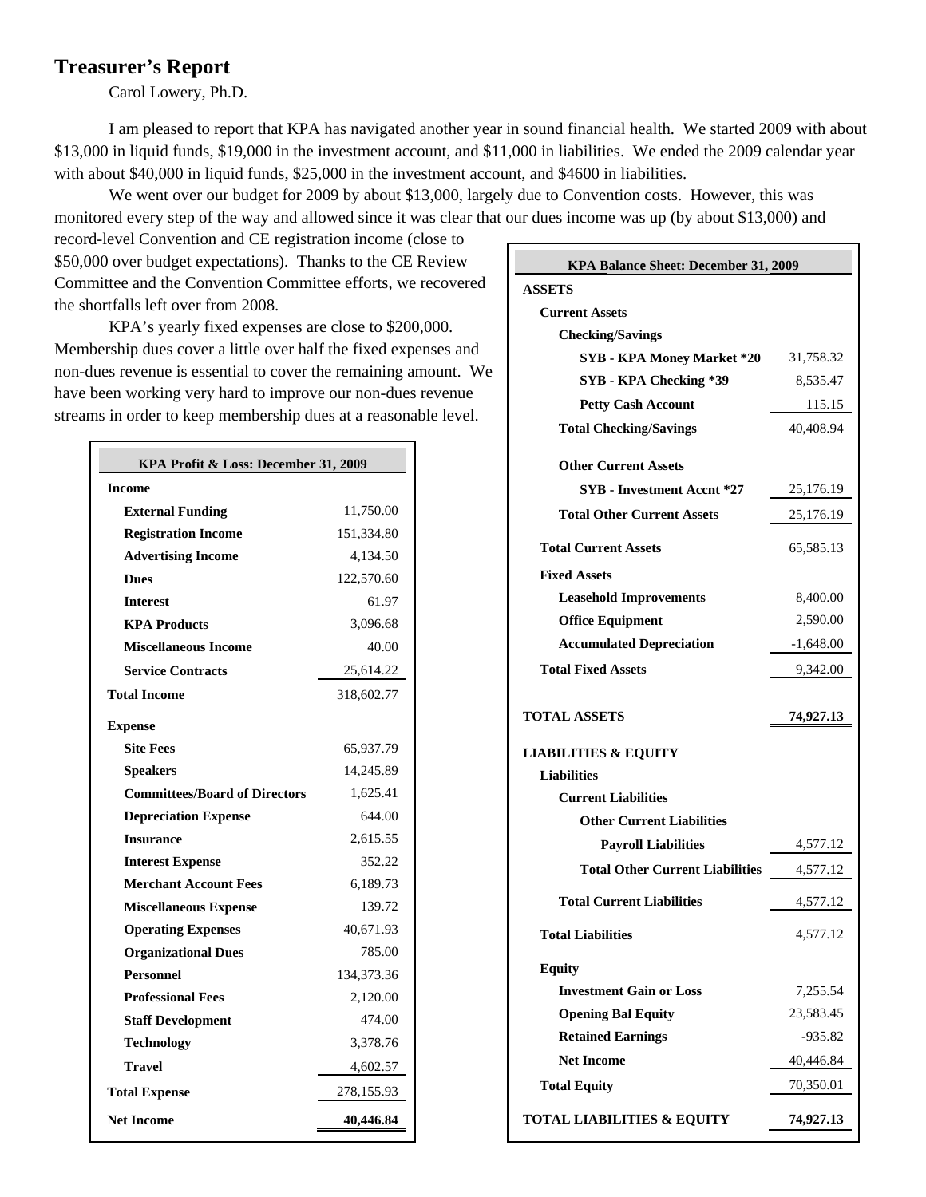## Treasurer's Report

Carol Lowery, Ph.D.

I am pleased to report that KPA has navigated another year in sound financial health. We started 2009 with about $13,000 in liquid funds, $19,000 in the investment account, and $11,000 in liabilities. We ended the 2009 calendar year with about $40,000 in liquid funds, $25,000 in the investment account, and $4600 in liabilities.

We went over our budget for 2009 by about $13,000, largely due to Convention costs. However, this was monitored every step of the way and allowed since it was clear that our dues income was up (by about $13,000) and record-level Convention and CE registration income (close to $50,000 over budget expectations). Thanks to the CE Review Committee and the Convention Committee efforts, we recovered the shortfalls left over from 2008.

KPA's yearly fixed expenses are close to $200,000. Membership dues cover a little over half the fixed expenses and non-dues revenue is essential to cover the remaining amount. We have been working very hard to improve our non-dues revenue streams in order to keep membership dues at a reasonable level.

| KPA Profit & Loss: December 31, 2009 | |
|---|---|
| **Income** | |
| **External Funding** | 11,750.00 |
| **Registration Income** | 151,334.80 |
| **Advertising Income** | 4,134.50 |
| **Dues** | 122,570.60 |
| **Interest** | 61.97 |
| **KPA Products** | 3,096.68 |
| **Miscellaneous Income** | 40.00 |
| **Service Contracts** | 25,614.22 |
| **Total Income** | 318,602.77 |
| **Expense** | |
| **Site Fees** | 65,937.79 |
| **Speakers** | 14,245.89 |
| **Committees/Board of Directors** | 1,625.41 |
| **Depreciation Expense** | 644.00 |
| **Insurance** | 2,615.55 |
| **Interest Expense** | 352.22 |
| **Merchant Account Fees** | 6,189.73 |
| **Miscellaneous Expense** | 139.72 |
| **Operating Expenses** | 40,671.93 |
| **Organizational Dues** | 785.00 |
| **Personnel** | 134,373.36 |
| **Professional Fees** | 2,120.00 |
| **Staff Development** | 474.00 |
| **Technology** | 3,378.76 |
| **Travel** | 4,602.57 |
| **Total Expense** | 278,155.93 |
| **Net Income** | **40,446.84** |

| KPA Balance Sheet: December 31, 2009 | |
|---|---|
| **ASSETS** | |
| **Current Assets** | |
| **Checking/Savings** | |
| **SYB - KPA Money Market *20** | 31,758.32 |
| **SYB - KPA Checking *39** | 8,535.47 |
| **Petty Cash Account** | 115.15 |
| **Total Checking/Savings** | 40,408.94 |
| **Other Current Assets** | |
| **SYB - Investment Accnt *27** | 25,176.19 |
| **Total Other Current Assets** | 25,176.19 |
| **Total Current Assets** | 65,585.13 |
| **Fixed Assets** | |
| **Leasehold Improvements** | 8,400.00 |
| **Office Equipment** | 2,590.00 |
| **Accumulated Depreciation** | -1,648.00 |
| **Total Fixed Assets** | 9,342.00 |
| **TOTAL ASSETS** | **74,927.13** |
| **LIABILITIES & EQUITY** | |
| **Liabilities** | |
| **Current Liabilities** | |
| **Other Current Liabilities** | |
| **Payroll Liabilities** | 4,577.12 |
| **Total Other Current Liabilities** | 4,577.12 |
| **Total Current Liabilities** | 4,577.12 |
| **Total Liabilities** | 4,577.12 |
| **Equity** | |
| **Investment Gain or Loss** | 7,255.54 |
| **Opening Bal Equity** | 23,583.45 |
| **Retained Earnings** | -935.82 |
| **Net Income** | 40,446.84 |
| **Total Equity** | 70,350.01 |
| **TOTAL LIABILITIES & EQUITY** | **74,927.13** |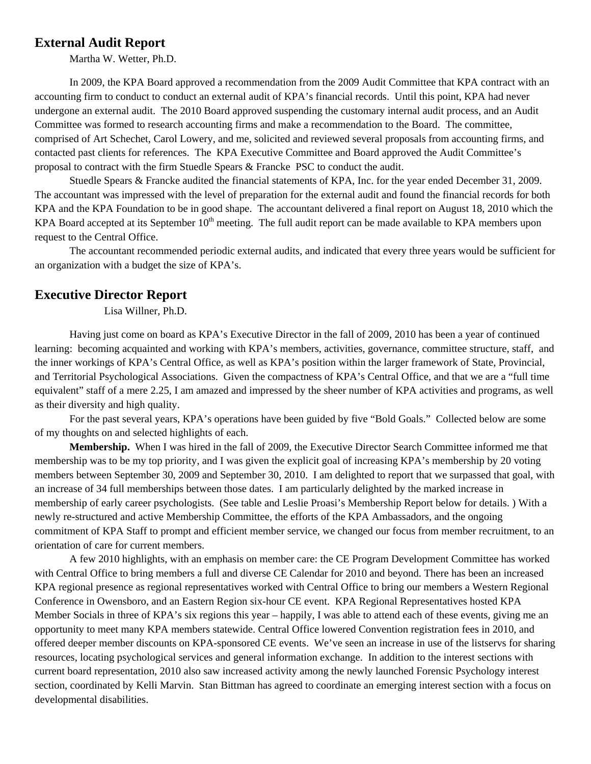## External Audit Report

Martha W. Wetter, Ph.D.

In 2009, the KPA Board approved a recommendation from the 2009 Audit Committee that KPA contract with an accounting firm to conduct to conduct an external audit of KPA's financial records. Until this point, KPA had never undergone an external audit. The 2010 Board approved suspending the customary internal audit process, and an Audit Committee was formed to research accounting firms and make a recommendation to the Board. The committee, comprised of Art Schechet, Carol Lowery, and me, solicited and reviewed several proposals from accounting firms, and contacted past clients for references. The KPA Executive Committee and Board approved the Audit Committee's proposal to contract with the firm Steudle Spears & Francke PSC to conduct the audit.

Steudle Spears & Francke audited the financial statements of KPA, Inc. for the year ended December 31, 2009. The accountant was impressed with the level of preparation for the external audit and found the financial records for both KPA and the KPA Foundation to be in good shape. The accountant delivered a final report on August 18, 2010 which the KPA Board accepted at its September 10th meeting. The full audit report can be made available to KPA members upon request to the Central Office.

The accountant recommended periodic external audits, and indicated that every three years would be sufficient for an organization with a budget the size of KPA's.

## Executive Director Report

Lisa Willner, Ph.D.

Having just come on board as KPA's Executive Director in the fall of 2009, 2010 has been a year of continued learning: becoming acquainted and working with KPA's members, activities, governance, committee structure, staff, and the inner workings of KPA's Central Office, as well as KPA's position within the larger framework of State, Provincial, and Territorial Psychological Associations. Given the compactness of KPA's Central Office, and that we are a "full time equivalent" staff of a mere 2.25, I am amazed and impressed by the sheer number of KPA activities and programs, as well as their diversity and high quality.

For the past several years, KPA's operations have been guided by five "Bold Goals." Collected below are some of my thoughts on and selected highlights of each.

**Membership.** When I was hired in the fall of 2009, the Executive Director Search Committee informed me that membership was to be my top priority, and I was given the explicit goal of increasing KPA's membership by 20 voting members between September 30, 2009 and September 30, 2010. I am delighted to report that we surpassed that goal, with an increase of 34 full memberships between those dates. I am particularly delighted by the marked increase in membership of early career psychologists. (See table and Leslie Proasi's Membership Report below for details. ) With a newly re-structured and active Membership Committee, the efforts of the KPA Ambassadors, and the ongoing commitment of KPA Staff to prompt and efficient member service, we changed our focus from member recruitment, to an orientation of care for current members.

A few 2010 highlights, with an emphasis on member care: the CE Program Development Committee has worked with Central Office to bring members a full and diverse CE Calendar for 2010 and beyond. There has been an increased KPA regional presence as regional representatives worked with Central Office to bring our members a Western Regional Conference in Owensboro, and an Eastern Region six-hour CE event. KPA Regional Representatives hosted KPA Member Socials in three of KPA's six regions this year – happily, I was able to attend each of these events, giving me an opportunity to meet many KPA members statewide. Central Office lowered Convention registration fees in 2010, and offered deeper member discounts on KPA-sponsored CE events. We've seen an increase in use of the listservs for sharing resources, locating psychological services and general information exchange. In addition to the interest sections with current board representation, 2010 also saw increased activity among the newly launched Forensic Psychology interest section, coordinated by Kelli Marvin. Stan Bittman has agreed to coordinate an emerging interest section with a focus on developmental disabilities.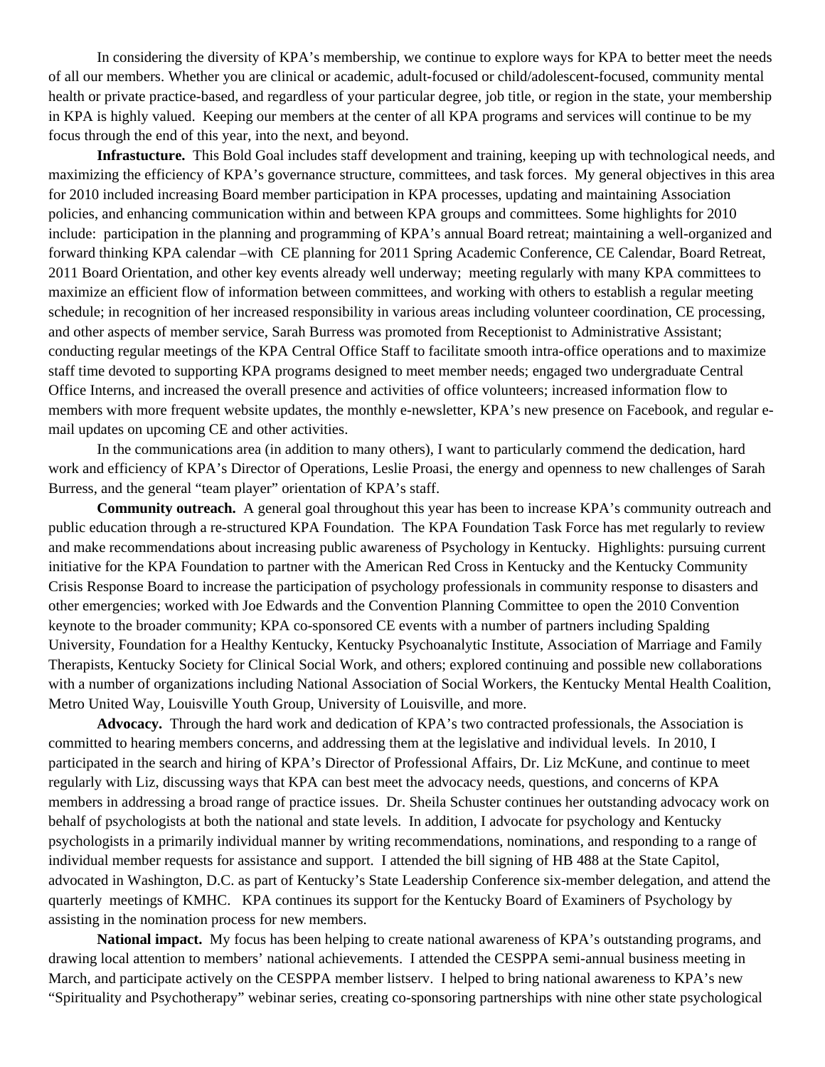In considering the diversity of KPA's membership, we continue to explore ways for KPA to better meet the needs of all our members. Whether you are clinical or academic, adult-focused or child/adolescent-focused, community mental health or private practice-based, and regardless of your particular degree, job title, or region in the state, your membership in KPA is highly valued. Keeping our members at the center of all KPA programs and services will continue to be my focus through the end of this year, into the next, and beyond.

**Infrastucture.** This Bold Goal includes staff development and training, keeping up with technological needs, and maximizing the efficiency of KPA's governance structure, committees, and task forces. My general objectives in this area for 2010 included increasing Board member participation in KPA processes, updating and maintaining Association policies, and enhancing communication within and between KPA groups and committees. Some highlights for 2010 include: participation in the planning and programming of KPA's annual Board retreat; maintaining a well-organized and forward thinking KPA calendar –with CE planning for 2011 Spring Academic Conference, CE Calendar, Board Retreat, 2011 Board Orientation, and other key events already well underway; meeting regularly with many KPA committees to maximize an efficient flow of information between committees, and working with others to establish a regular meeting schedule; in recognition of her increased responsibility in various areas including volunteer coordination, CE processing, and other aspects of member service, Sarah Burress was promoted from Receptionist to Administrative Assistant; conducting regular meetings of the KPA Central Office Staff to facilitate smooth intra-office operations and to maximize staff time devoted to supporting KPA programs designed to meet member needs; engaged two undergraduate Central Office Interns, and increased the overall presence and activities of office volunteers; increased information flow to members with more frequent website updates, the monthly e-newsletter, KPA's new presence on Facebook, and regular e-mail updates on upcoming CE and other activities.

In the communications area (in addition to many others), I want to particularly commend the dedication, hard work and efficiency of KPA's Director of Operations, Leslie Proasi, the energy and openness to new challenges of Sarah Burress, and the general "team player" orientation of KPA's staff.

**Community outreach.** A general goal throughout this year has been to increase KPA's community outreach and public education through a re-structured KPA Foundation. The KPA Foundation Task Force has met regularly to review and make recommendations about increasing public awareness of Psychology in Kentucky. Highlights: pursuing current initiative for the KPA Foundation to partner with the American Red Cross in Kentucky and the Kentucky Community Crisis Response Board to increase the participation of psychology professionals in community response to disasters and other emergencies; worked with Joe Edwards and the Convention Planning Committee to open the 2010 Convention keynote to the broader community; KPA co-sponsored CE events with a number of partners including Spalding University, Foundation for a Healthy Kentucky, Kentucky Psychoanalytic Institute, Association of Marriage and Family Therapists, Kentucky Society for Clinical Social Work, and others; explored continuing and possible new collaborations with a number of organizations including National Association of Social Workers, the Kentucky Mental Health Coalition, Metro United Way, Louisville Youth Group, University of Louisville, and more.

**Advocacy.** Through the hard work and dedication of KPA's two contracted professionals, the Association is committed to hearing members concerns, and addressing them at the legislative and individual levels. In 2010, I participated in the search and hiring of KPA's Director of Professional Affairs, Dr. Liz McKune, and continue to meet regularly with Liz, discussing ways that KPA can best meet the advocacy needs, questions, and concerns of KPA members in addressing a broad range of practice issues. Dr. Sheila Schuster continues her outstanding advocacy work on behalf of psychologists at both the national and state levels. In addition, I advocate for psychology and Kentucky psychologists in a primarily individual manner by writing recommendations, nominations, and responding to a range of individual member requests for assistance and support. I attended the bill signing of HB 488 at the State Capitol, advocated in Washington, D.C. as part of Kentucky's State Leadership Conference six-member delegation, and attend the quarterly meetings of KMHC. KPA continues its support for the Kentucky Board of Examiners of Psychology by assisting in the nomination process for new members.

**National impact.** My focus has been helping to create national awareness of KPA's outstanding programs, and drawing local attention to members' national achievements. I attended the CESPPA semi-annual business meeting in March, and participate actively on the CESPPA member listserv. I helped to bring national awareness to KPA's new "Spirituality and Psychotherapy" webinar series, creating co-sponsoring partnerships with nine other state psychological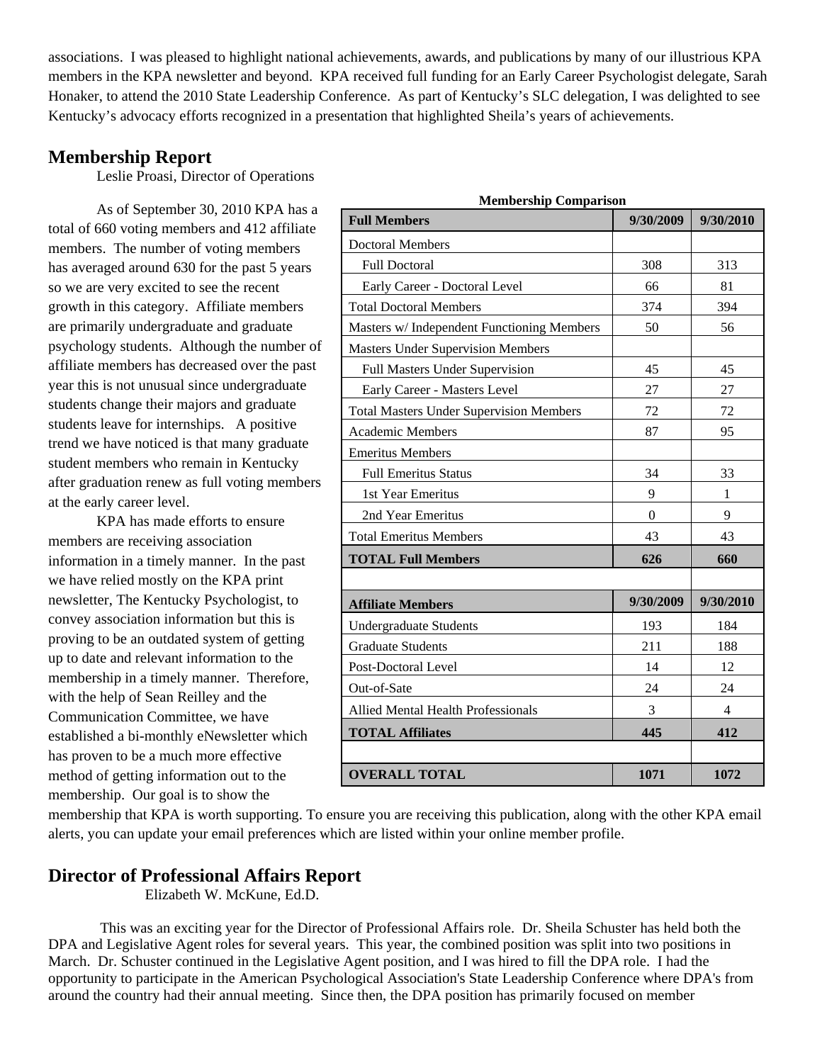associations. I was pleased to highlight national achievements, awards, and publications by many of our illustrious KPA members in the KPA newsletter and beyond. KPA received full funding for an Early Career Psychologist delegate, Sarah Honaker, to attend the 2010 State Leadership Conference. As part of Kentucky's SLC delegation, I was delighted to see Kentucky's advocacy efforts recognized in a presentation that highlighted Sheila's years of achievements.

## Membership Report

Leslie Proasi, Director of Operations

As of September 30, 2010 KPA has a total of 660 voting members and 412 affiliate members. The number of voting members has averaged around 630 for the past 5 years so we are very excited to see the recent growth in this category. Affiliate members are primarily undergraduate and graduate psychology students. Although the number of affiliate members has decreased over the past year this is not unusual since undergraduate students change their majors and graduate students leave for internships. A positive trend we have noticed is that many graduate student members who remain in Kentucky after graduation renew as full voting members at the early career level.

KPA has made efforts to ensure members are receiving association information in a timely manner. In the past we have relied mostly on the KPA print newsletter, The Kentucky Psychologist, to convey association information but this is proving to be an outdated system of getting up to date and relevant information to the membership in a timely manner. Therefore, with the help of Sean Reilley and the Communication Committee, we have established a bi-monthly eNewsletter which has proven to be a much more effective method of getting information out to the membership. Our goal is to show the membership that KPA is worth supporting. To ensure you are receiving this publication, along with the other KPA email alerts, you can update your email preferences which are listed within your online member profile.

**Membership Comparison**

| Full Members | 9/30/2009 | 9/30/2010 |
|---|---|---|
| Doctoral Members | | |
| Full Doctoral | 308 | 313 |
| Early Career - Doctoral Level | 66 | 81 |
| Total Doctoral Members | 374 | 394 |
| Masters w/ Independent Functioning Members | 50 | 56 |
| Masters Under Supervision Members | | |
| Full Masters Under Supervision | 45 | 45 |
| Early Career - Masters Level | 27 | 27 |
| Total Masters Under Supervision Members | 72 | 72 |
| Academic Members | 87 | 95 |
| Emeritus Members | | |
| Full Emeritus Status | 34 | 33 |
| 1st Year Emeritus | 9 | 1 |
| 2nd Year Emeritus | 0 | 9 |
| Total Emeritus Members | 43 | 43 |
| **TOTAL Full Members** | **626** | **660** |
| | | |
| **Affiliate Members** | **9/30/2009** | **9/30/2010** |
| Undergraduate Students | 193 | 184 |
| Graduate Students | 211 | 188 |
| Post-Doctoral Level | 14 | 12 |
| Out-of-Sate | 24 | 24 |
| Allied Mental Health Professionals | 3 | 4 |
| **TOTAL Affiliates** | **445** | **412** |
| | | |
| **OVERALL TOTAL** | **1071** | **1072** |

## Director of Professional Affairs Report

Elizabeth W. McKune, Ed.D.

This was an exciting year for the Director of Professional Affairs role. Dr. Sheila Schuster has held both the DPA and Legislative Agent roles for several years. This year, the combined position was split into two positions in March. Dr. Schuster continued in the Legislative Agent position, and I was hired to fill the DPA role. I had the opportunity to participate in the American Psychological Association's State Leadership Conference where DPA's from around the country had their annual meeting. Since then, the DPA position has primarily focused on member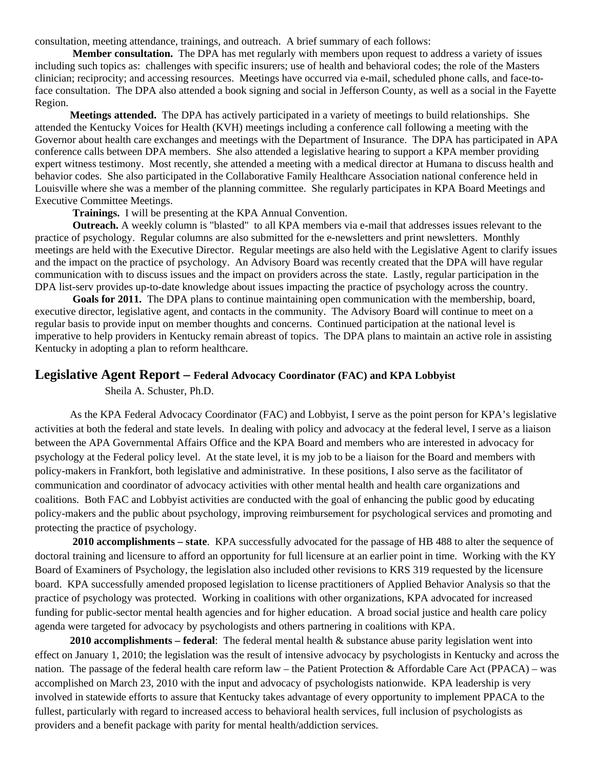consultation, meeting attendance, trainings, and outreach. A brief summary of each follows:

**Member consultation.** The DPA has met regularly with members upon request to address a variety of issues including such topics as: challenges with specific insurers; use of health and behavioral codes; the role of the Masters clinician; reciprocity; and accessing resources. Meetings have occurred via e-mail, scheduled phone calls, and face-to-face consultation. The DPA also attended a book signing and social in Jefferson County, as well as a social in the Fayette Region.

**Meetings attended.** The DPA has actively participated in a variety of meetings to build relationships. She attended the Kentucky Voices for Health (KVH) meetings including a conference call following a meeting with the Governor about health care exchanges and meetings with the Department of Insurance. The DPA has participated in APA conference calls between DPA members. She also attended a legislative hearing to support a KPA member providing expert witness testimony. Most recently, she attended a meeting with a medical director at Humana to discuss health and behavior codes. She also participated in the Collaborative Family Healthcare Association national conference held in Louisville where she was a member of the planning committee. She regularly participates in KPA Board Meetings and Executive Committee Meetings.

**Trainings.** I will be presenting at the KPA Annual Convention.

**Outreach.** A weekly column is "blasted" to all KPA members via e-mail that addresses issues relevant to the practice of psychology. Regular columns are also submitted for the e-newsletters and print newsletters. Monthly meetings are held with the Executive Director. Regular meetings are also held with the Legislative Agent to clarify issues and the impact on the practice of psychology. An Advisory Board was recently created that the DPA will have regular communication with to discuss issues and the impact on providers across the state. Lastly, regular participation in the DPA list-serv provides up-to-date knowledge about issues impacting the practice of psychology across the country.

**Goals for 2011.** The DPA plans to continue maintaining open communication with the membership, board, executive director, legislative agent, and contacts in the community. The Advisory Board will continue to meet on a regular basis to provide input on member thoughts and concerns. Continued participation at the national level is imperative to help providers in Kentucky remain abreast of topics. The DPA plans to maintain an active role in assisting Kentucky in adopting a plan to reform healthcare.

## Legislative Agent Report – Federal Advocacy Coordinator (FAC) and KPA Lobbyist

Sheila A. Schuster, Ph.D.

As the KPA Federal Advocacy Coordinator (FAC) and Lobbyist, I serve as the point person for KPA's legislative activities at both the federal and state levels. In dealing with policy and advocacy at the federal level, I serve as a liaison between the APA Governmental Affairs Office and the KPA Board and members who are interested in advocacy for psychology at the Federal policy level. At the state level, it is my job to be a liaison for the Board and members with policy-makers in Frankfort, both legislative and administrative. In these positions, I also serve as the facilitator of communication and coordinator of advocacy activities with other mental health and health care organizations and coalitions. Both FAC and Lobbyist activities are conducted with the goal of enhancing the public good by educating policy-makers and the public about psychology, improving reimbursement for psychological services and promoting and protecting the practice of psychology.

**2010 accomplishments – state**. KPA successfully advocated for the passage of HB 488 to alter the sequence of doctoral training and licensure to afford an opportunity for full licensure at an earlier point in time. Working with the KY Board of Examiners of Psychology, the legislation also included other revisions to KRS 319 requested by the licensure board. KPA successfully amended proposed legislation to license practitioners of Applied Behavior Analysis so that the practice of psychology was protected. Working in coalitions with other organizations, KPA advocated for increased funding for public-sector mental health agencies and for higher education. A broad social justice and health care policy agenda were targeted for advocacy by psychologists and others partnering in coalitions with KPA.

**2010 accomplishments – federal**: The federal mental health & substance abuse parity legislation went into effect on January 1, 2010; the legislation was the result of intensive advocacy by psychologists in Kentucky and across the nation. The passage of the federal health care reform law – the Patient Protection & Affordable Care Act (PPACA) – was accomplished on March 23, 2010 with the input and advocacy of psychologists nationwide. KPA leadership is very involved in statewide efforts to assure that Kentucky takes advantage of every opportunity to implement PPACA to the fullest, particularly with regard to increased access to behavioral health services, full inclusion of psychologists as providers and a benefit package with parity for mental health/addiction services.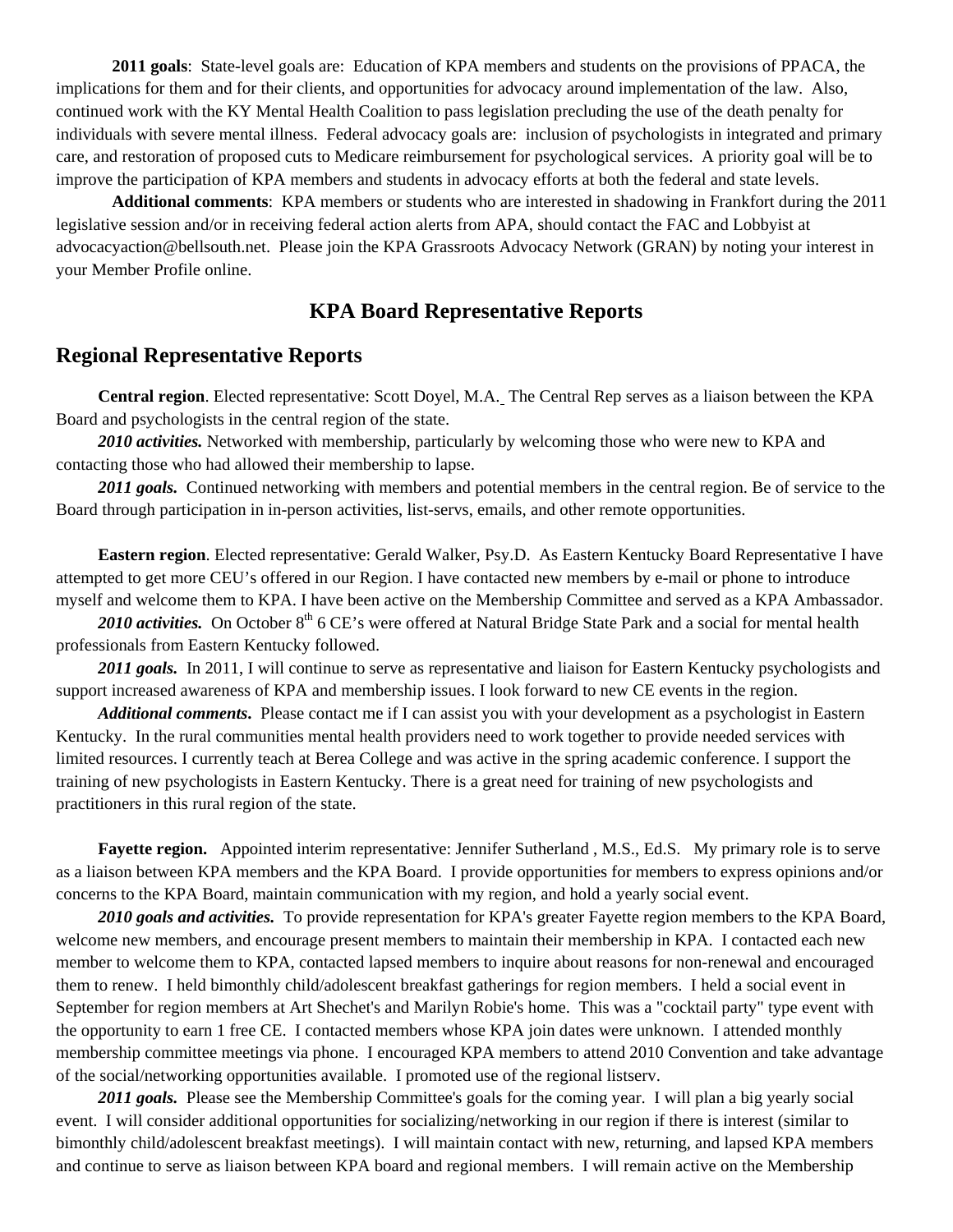**2011 goals**: State-level goals are: Education of KPA members and students on the provisions of PPACA, the implications for them and for their clients, and opportunities for advocacy around implementation of the law. Also, continued work with the KY Mental Health Coalition to pass legislation precluding the use of the death penalty for individuals with severe mental illness. Federal advocacy goals are: inclusion of psychologists in integrated and primary care, and restoration of proposed cuts to Medicare reimbursement for psychological services. A priority goal will be to improve the participation of KPA members and students in advocacy efforts at both the federal and state levels.

**Additional comments**: KPA members or students who are interested in shadowing in Frankfort during the 2011 legislative session and/or in receiving federal action alerts from APA, should contact the FAC and Lobbyist at advocacyaction@bellsouth.net. Please join the KPA Grassroots Advocacy Network (GRAN) by noting your interest in your Member Profile online.

## KPA Board Representative Reports

## Regional Representative Reports

**Central region**. Elected representative: Scott Doyel, M.A. The Central Rep serves as a liaison between the KPA Board and psychologists in the central region of the state.

***2010 activities.*** Networked with membership, particularly by welcoming those who were new to KPA and contacting those who had allowed their membership to lapse.

***2011 goals.*** Continued networking with members and potential members in the central region. Be of service to the Board through participation in in-person activities, list-servs, emails, and other remote opportunities.

**Eastern region**. Elected representative: Gerald Walker, Psy.D. As Eastern Kentucky Board Representative I have attempted to get more CEU's offered in our Region. I have contacted new members by e-mail or phone to introduce myself and welcome them to KPA. I have been active on the Membership Committee and served as a KPA Ambassador.

***2010 activities.*** On October 8th 6 CE's were offered at Natural Bridge State Park and a social for mental health professionals from Eastern Kentucky followed.

***2011 goals.*** In 2011, I will continue to serve as representative and liaison for Eastern Kentucky psychologists and support increased awareness of KPA and membership issues. I look forward to new CE events in the region.

***Additional comments.*** Please contact me if I can assist you with your development as a psychologist in Eastern Kentucky. In the rural communities mental health providers need to work together to provide needed services with limited resources. I currently teach at Berea College and was active in the spring academic conference. I support the training of new psychologists in Eastern Kentucky. There is a great need for training of new psychologists and practitioners in this rural region of the state.

**Fayette region.** Appointed interim representative: Jennifer Sutherland , M.S., Ed.S. My primary role is to serve as a liaison between KPA members and the KPA Board. I provide opportunities for members to express opinions and/or concerns to the KPA Board, maintain communication with my region, and hold a yearly social event.

***2010 goals and activities.*** To provide representation for KPA's greater Fayette region members to the KPA Board, welcome new members, and encourage present members to maintain their membership in KPA. I contacted each new member to welcome them to KPA, contacted lapsed members to inquire about reasons for non-renewal and encouraged them to renew. I held bimonthly child/adolescent breakfast gatherings for region members. I held a social event in September for region members at Art Shechet's and Marilyn Robie's home. This was a "cocktail party" type event with the opportunity to earn 1 free CE. I contacted members whose KPA join dates were unknown. I attended monthly membership committee meetings via phone. I encouraged KPA members to attend 2010 Convention and take advantage of the social/networking opportunities available. I promoted use of the regional listserv.

***2011 goals.*** Please see the Membership Committee's goals for the coming year. I will plan a big yearly social event. I will consider additional opportunities for socializing/networking in our region if there is interest (similar to bimonthly child/adolescent breakfast meetings). I will maintain contact with new, returning, and lapsed KPA members and continue to serve as liaison between KPA board and regional members. I will remain active on the Membership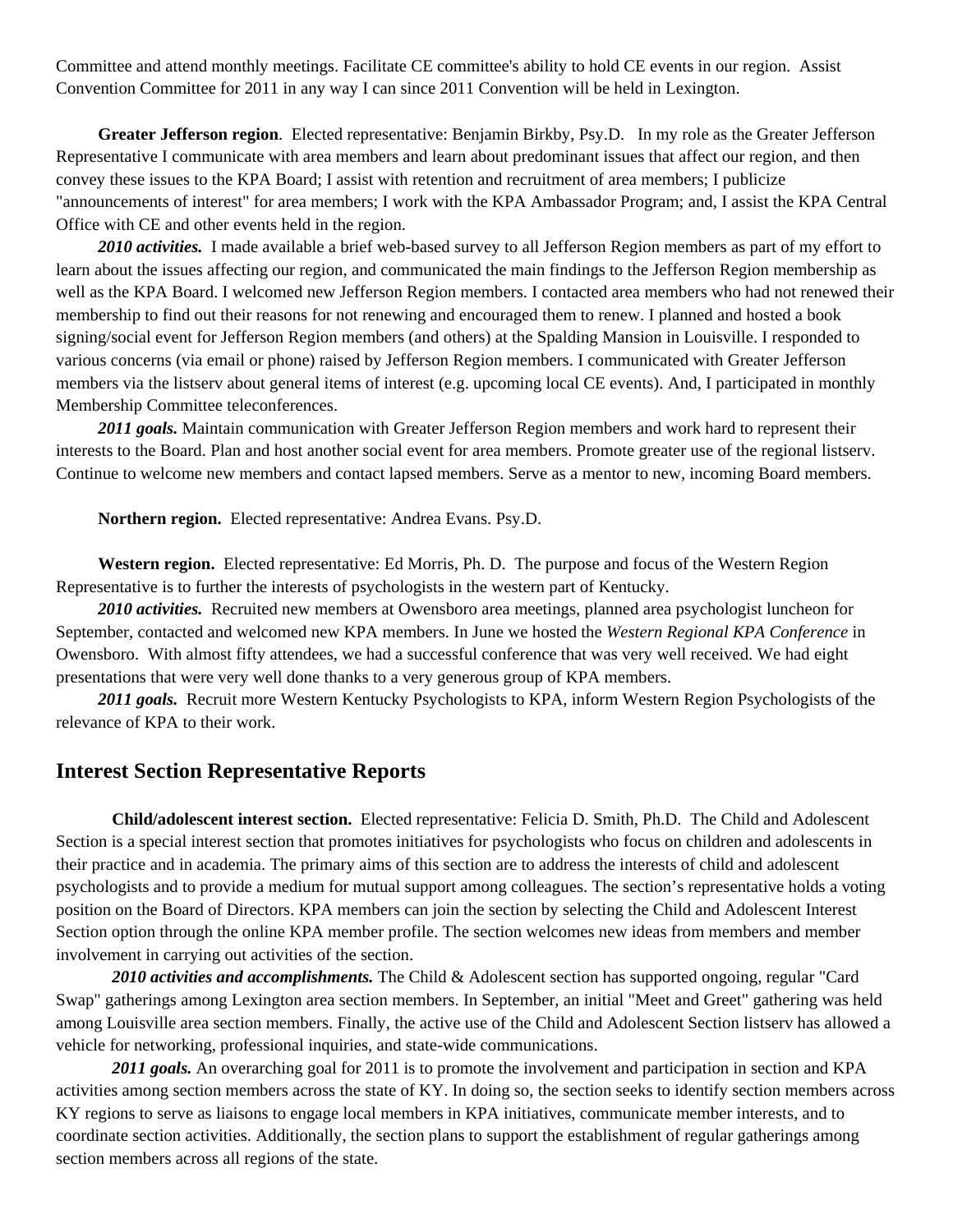Committee and attend monthly meetings. Facilitate CE committee's ability to hold CE events in our region. Assist Convention Committee for 2011 in any way I can since 2011 Convention will be held in Lexington.

**Greater Jefferson region**. Elected representative: Benjamin Birkby, Psy.D. In my role as the Greater Jefferson Representative I communicate with area members and learn about predominant issues that affect our region, and then convey these issues to the KPA Board; I assist with retention and recruitment of area members; I publicize "announcements of interest" for area members; I work with the KPA Ambassador Program; and, I assist the KPA Central Office with CE and other events held in the region.

***2010 activities.*** I made available a brief web-based survey to all Jefferson Region members as part of my effort to learn about the issues affecting our region, and communicated the main findings to the Jefferson Region membership as well as the KPA Board. I welcomed new Jefferson Region members. I contacted area members who had not renewed their membership to find out their reasons for not renewing and encouraged them to renew. I planned and hosted a book signing/social event for Jefferson Region members (and others) at the Spalding Mansion in Louisville. I responded to various concerns (via email or phone) raised by Jefferson Region members. I communicated with Greater Jefferson members via the listserv about general items of interest (e.g. upcoming local CE events). And, I participated in monthly Membership Committee teleconferences.

***2011 goals.*** Maintain communication with Greater Jefferson Region members and work hard to represent their interests to the Board. Plan and host another social event for area members. Promote greater use of the regional listserv. Continue to welcome new members and contact lapsed members. Serve as a mentor to new, incoming Board members.

**Northern region.** Elected representative: Andrea Evans. Psy.D.

**Western region.** Elected representative: Ed Morris, Ph. D. The purpose and focus of the Western Region Representative is to further the interests of psychologists in the western part of Kentucky.

***2010 activities.*** Recruited new members at Owensboro area meetings, planned area psychologist luncheon for September, contacted and welcomed new KPA members. In June we hosted the *Western Regional KPA Conference* in Owensboro. With almost fifty attendees, we had a successful conference that was very well received. We had eight presentations that were very well done thanks to a very generous group of KPA members.

***2011 goals.*** Recruit more Western Kentucky Psychologists to KPA, inform Western Region Psychologists of the relevance of KPA to their work.

## Interest Section Representative Reports

**Child/adolescent interest section.** Elected representative: Felicia D. Smith, Ph.D. The Child and Adolescent Section is a special interest section that promotes initiatives for psychologists who focus on children and adolescents in their practice and in academia. The primary aims of this section are to address the interests of child and adolescent psychologists and to provide a medium for mutual support among colleagues. The section's representative holds a voting position on the Board of Directors. KPA members can join the section by selecting the Child and Adolescent Interest Section option through the online KPA member profile. The section welcomes new ideas from members and member involvement in carrying out activities of the section.

***2010 activities and accomplishments.*** The Child & Adolescent section has supported ongoing, regular "Card Swap" gatherings among Lexington area section members. In September, an initial "Meet and Greet" gathering was held among Louisville area section members. Finally, the active use of the Child and Adolescent Section listserv has allowed a vehicle for networking, professional inquiries, and state-wide communications.

***2011 goals.*** An overarching goal for 2011 is to promote the involvement and participation in section and KPA activities among section members across the state of KY. In doing so, the section seeks to identify section members across KY regions to serve as liaisons to engage local members in KPA initiatives, communicate member interests, and to coordinate section activities. Additionally, the section plans to support the establishment of regular gatherings among section members across all regions of the state.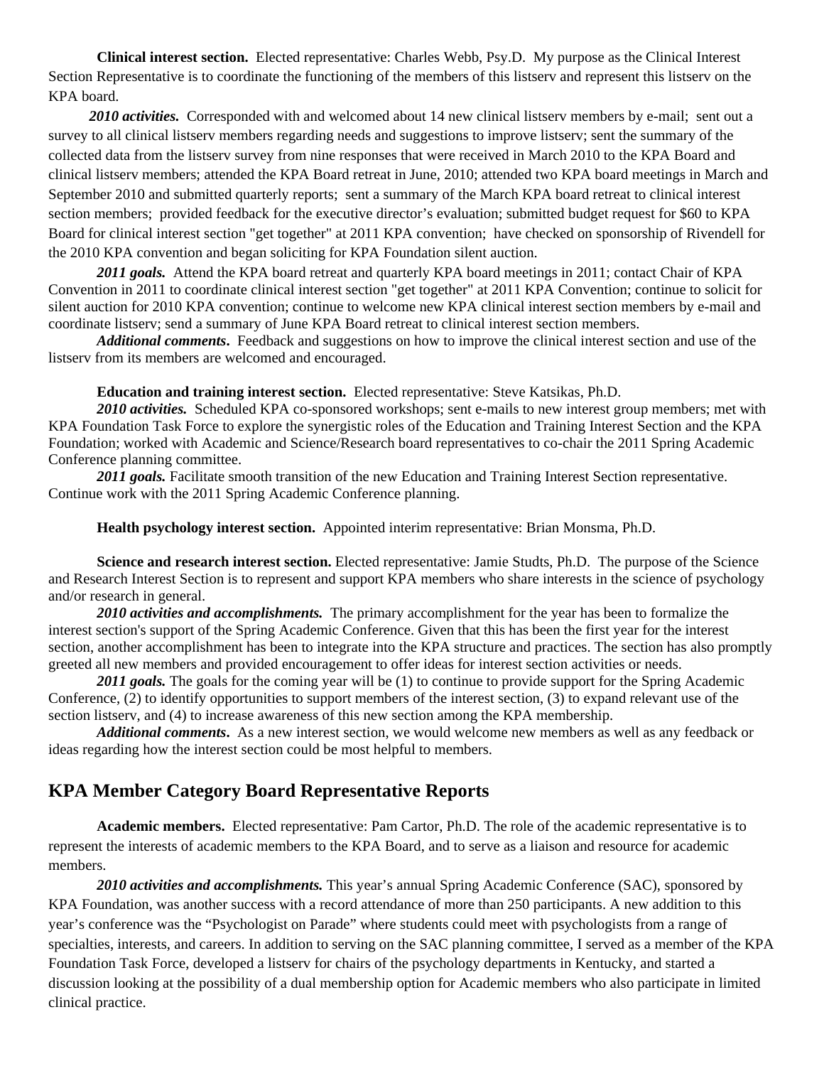**Clinical interest section.** Elected representative: Charles Webb, Psy.D. My purpose as the Clinical Interest Section Representative is to coordinate the functioning of the members of this listserv and represent this listserv on the KPA board.

***2010 activities.*** Corresponded with and welcomed about 14 new clinical listserv members by e-mail; sent out a survey to all clinical listserv members regarding needs and suggestions to improve listserv; sent the summary of the collected data from the listserv survey from nine responses that were received in March 2010 to the KPA Board and clinical listserv members; attended the KPA Board retreat in June, 2010; attended two KPA board meetings in March and September 2010 and submitted quarterly reports; sent a summary of the March KPA board retreat to clinical interest section members; provided feedback for the executive director's evaluation; submitted budget request for $60 to KPA Board for clinical interest section "get together" at 2011 KPA convention; have checked on sponsorship of Rivendell for the 2010 KPA convention and began soliciting for KPA Foundation silent auction.

***2011 goals.*** Attend the KPA board retreat and quarterly KPA board meetings in 2011; contact Chair of KPA Convention in 2011 to coordinate clinical interest section "get together" at 2011 KPA Convention; continue to solicit for silent auction for 2010 KPA convention; continue to welcome new KPA clinical interest section members by e-mail and coordinate listserv; send a summary of June KPA Board retreat to clinical interest section members.

***Additional comments.*** Feedback and suggestions on how to improve the clinical interest section and use of the listserv from its members are welcomed and encouraged.

**Education and training interest section.** Elected representative: Steve Katsikas, Ph.D.

***2010 activities.*** Scheduled KPA co-sponsored workshops; sent e-mails to new interest group members; met with KPA Foundation Task Force to explore the synergistic roles of the Education and Training Interest Section and the KPA Foundation; worked with Academic and Science/Research board representatives to co-chair the 2011 Spring Academic Conference planning committee.

***2011 goals.*** Facilitate smooth transition of the new Education and Training Interest Section representative. Continue work with the 2011 Spring Academic Conference planning.

**Health psychology interest section.** Appointed interim representative: Brian Monsma, Ph.D.

**Science and research interest section.** Elected representative: Jamie Studts, Ph.D. The purpose of the Science and Research Interest Section is to represent and support KPA members who share interests in the science of psychology and/or research in general.

***2010 activities and accomplishments.*** The primary accomplishment for the year has been to formalize the interest section's support of the Spring Academic Conference. Given that this has been the first year for the interest section, another accomplishment has been to integrate into the KPA structure and practices. The section has also promptly greeted all new members and provided encouragement to offer ideas for interest section activities or needs.

***2011 goals.*** The goals for the coming year will be (1) to continue to provide support for the Spring Academic Conference, (2) to identify opportunities to support members of the interest section, (3) to expand relevant use of the section listserv, and (4) to increase awareness of this new section among the KPA membership.

***Additional comments.*** As a new interest section, we would welcome new members as well as any feedback or ideas regarding how the interest section could be most helpful to members.

## KPA Member Category Board Representative Reports

**Academic members.** Elected representative: Pam Cartor, Ph.D. The role of the academic representative is to represent the interests of academic members to the KPA Board, and to serve as a liaison and resource for academic members.

***2010 activities and accomplishments.*** This year's annual Spring Academic Conference (SAC), sponsored by KPA Foundation, was another success with a record attendance of more than 250 participants. A new addition to this year's conference was the "Psychologist on Parade" where students could meet with psychologists from a range of specialties, interests, and careers. In addition to serving on the SAC planning committee, I served as a member of the KPA Foundation Task Force, developed a listserv for chairs of the psychology departments in Kentucky, and started a discussion looking at the possibility of a dual membership option for Academic members who also participate in limited clinical practice.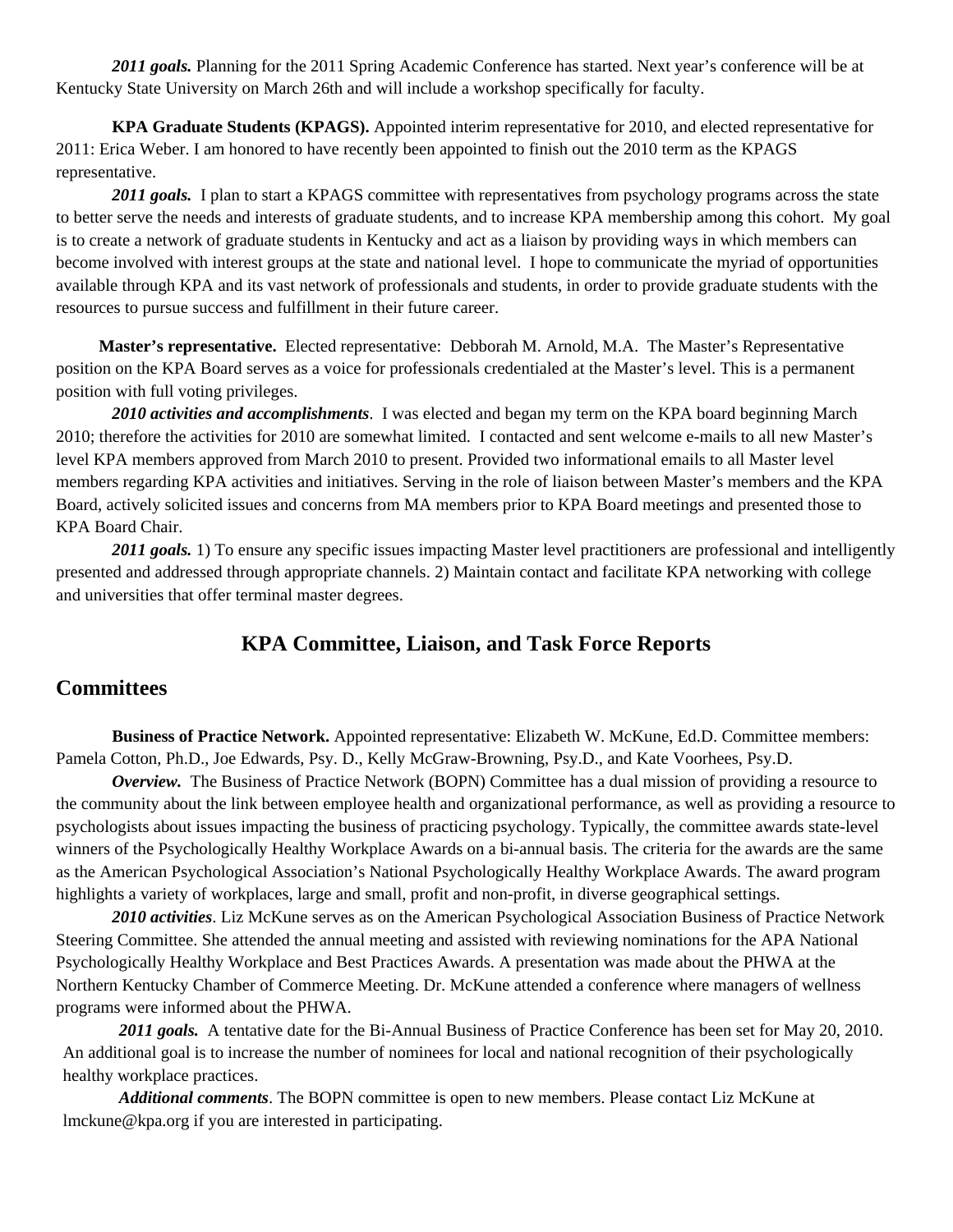***2011 goals.*** Planning for the 2011 Spring Academic Conference has started. Next year's conference will be at Kentucky State University on March 26th and will include a workshop specifically for faculty.

**KPA Graduate Students (KPAGS).** Appointed interim representative for 2010, and elected representative for 2011: Erica Weber. I am honored to have recently been appointed to finish out the 2010 term as the KPAGS representative.

***2011 goals.*** I plan to start a KPAGS committee with representatives from psychology programs across the state to better serve the needs and interests of graduate students, and to increase KPA membership among this cohort. My goal is to create a network of graduate students in Kentucky and act as a liaison by providing ways in which members can become involved with interest groups at the state and national level. I hope to communicate the myriad of opportunities available through KPA and its vast network of professionals and students, in order to provide graduate students with the resources to pursue success and fulfillment in their future career.

**Master's representative.** Elected representative: Debborah M. Arnold, M.A. The Master's Representative position on the KPA Board serves as a voice for professionals credentialed at the Master's level. This is a permanent position with full voting privileges.

***2010 activities and accomplishments***. I was elected and began my term on the KPA board beginning March 2010; therefore the activities for 2010 are somewhat limited. I contacted and sent welcome e-mails to all new Master's level KPA members approved from March 2010 to present. Provided two informational emails to all Master level members regarding KPA activities and initiatives. Serving in the role of liaison between Master's members and the KPA Board, actively solicited issues and concerns from MA members prior to KPA Board meetings and presented those to KPA Board Chair.

***2011 goals.*** 1) To ensure any specific issues impacting Master level practitioners are professional and intelligently presented and addressed through appropriate channels. 2) Maintain contact and facilitate KPA networking with college and universities that offer terminal master degrees.

## KPA Committee, Liaison, and Task Force Reports

### Committees

**Business of Practice Network.** Appointed representative: Elizabeth W. McKune, Ed.D. Committee members: Pamela Cotton, Ph.D., Joe Edwards, Psy. D., Kelly McGraw-Browning, Psy.D., and Kate Voorhees, Psy.D.

***Overview.*** The Business of Practice Network (BOPN) Committee has a dual mission of providing a resource to the community about the link between employee health and organizational performance, as well as providing a resource to psychologists about issues impacting the business of practicing psychology. Typically, the committee awards state-level winners of the Psychologically Healthy Workplace Awards on a bi-annual basis. The criteria for the awards are the same as the American Psychological Association's National Psychologically Healthy Workplace Awards. The award program highlights a variety of workplaces, large and small, profit and non-profit, in diverse geographical settings.

***2010 activities***. Liz McKune serves as on the American Psychological Association Business of Practice Network Steering Committee. She attended the annual meeting and assisted with reviewing nominations for the APA National Psychologically Healthy Workplace and Best Practices Awards. A presentation was made about the PHWA at the Northern Kentucky Chamber of Commerce Meeting. Dr. McKune attended a conference where managers of wellness programs were informed about the PHWA.

***2011 goals.*** A tentative date for the Bi-Annual Business of Practice Conference has been set for May 20, 2010. An additional goal is to increase the number of nominees for local and national recognition of their psychologically healthy workplace practices.

***Additional comments***. The BOPN committee is open to new members. Please contact Liz McKune at lmckune@kpa.org if you are interested in participating.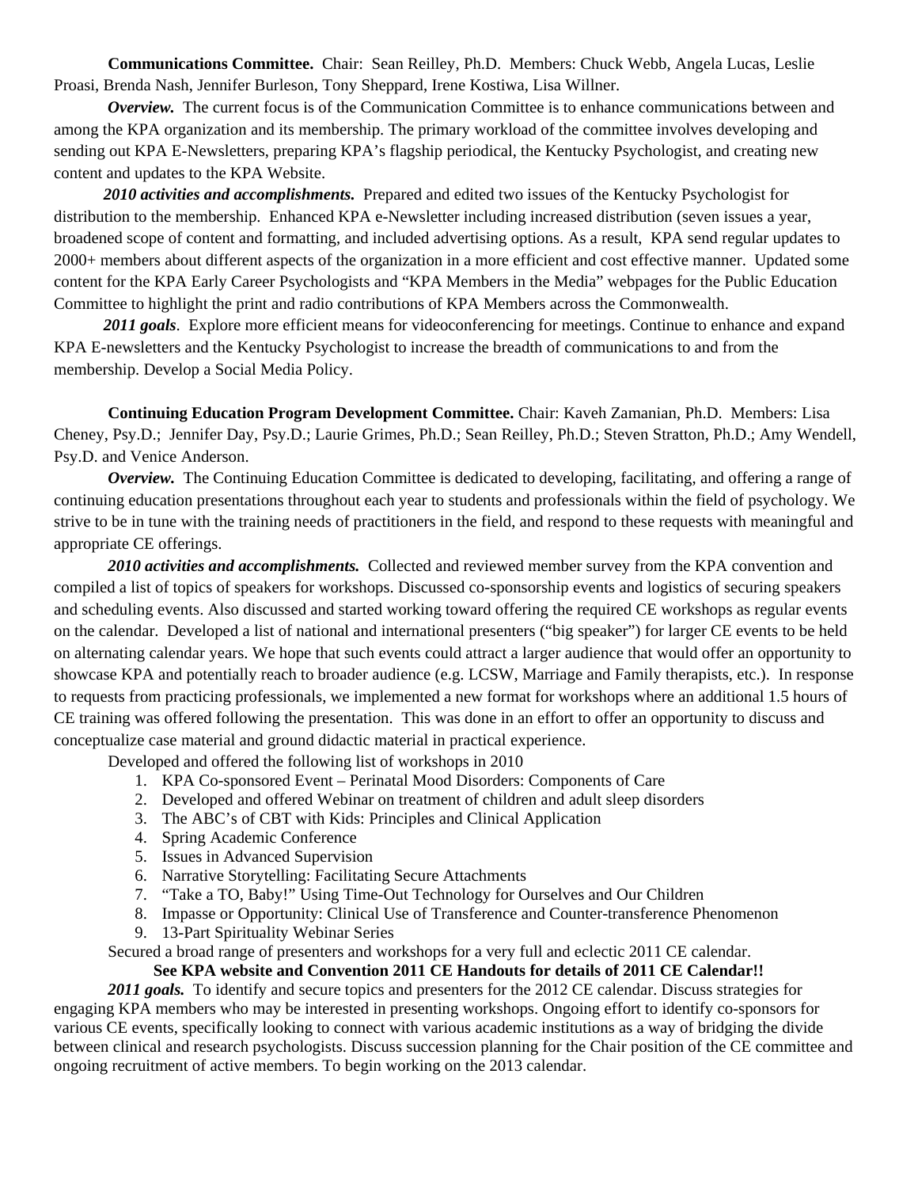**Communications Committee.** Chair: Sean Reilley, Ph.D. Members: Chuck Webb, Angela Lucas, Leslie Proasi, Brenda Nash, Jennifer Burleson, Tony Sheppard, Irene Kostiwa, Lisa Willner.

***Overview.*** The current focus is of the Communication Committee is to enhance communications between and among the KPA organization and its membership. The primary workload of the committee involves developing and sending out KPA E-Newsletters, preparing KPA's flagship periodical, the Kentucky Psychologist, and creating new content and updates to the KPA Website.

***2010 activities and accomplishments.*** Prepared and edited two issues of the Kentucky Psychologist for distribution to the membership. Enhanced KPA e-Newsletter including increased distribution (seven issues a year, broadened scope of content and formatting, and included advertising options. As a result, KPA send regular updates to 2000+ members about different aspects of the organization in a more efficient and cost effective manner. Updated some content for the KPA Early Career Psychologists and "KPA Members in the Media" webpages for the Public Education Committee to highlight the print and radio contributions of KPA Members across the Commonwealth.

***2011 goals***. Explore more efficient means for videoconferencing for meetings. Continue to enhance and expand KPA E-newsletters and the Kentucky Psychologist to increase the breadth of communications to and from the membership. Develop a Social Media Policy.

**Continuing Education Program Development Committee.** Chair: Kaveh Zamanian, Ph.D. Members: Lisa Cheney, Psy.D.; Jennifer Day, Psy.D.; Laurie Grimes, Ph.D.; Sean Reilley, Ph.D.; Steven Stratton, Ph.D.; Amy Wendell, Psy.D. and Venice Anderson.

***Overview.*** The Continuing Education Committee is dedicated to developing, facilitating, and offering a range of continuing education presentations throughout each year to students and professionals within the field of psychology. We strive to be in tune with the training needs of practitioners in the field, and respond to these requests with meaningful and appropriate CE offerings.

***2010 activities and accomplishments.*** Collected and reviewed member survey from the KPA convention and compiled a list of topics of speakers for workshops. Discussed co-sponsorship events and logistics of securing speakers and scheduling events. Also discussed and started working toward offering the required CE workshops as regular events on the calendar. Developed a list of national and international presenters ("big speaker") for larger CE events to be held on alternating calendar years. We hope that such events could attract a larger audience that would offer an opportunity to showcase KPA and potentially reach to broader audience (e.g. LCSW, Marriage and Family therapists, etc.). In response to requests from practicing professionals, we implemented a new format for workshops where an additional 1.5 hours of CE training was offered following the presentation. This was done in an effort to offer an opportunity to discuss and conceptualize case material and ground didactic material in practical experience.

Developed and offered the following list of workshops in 2010

1. KPA Co-sponsored Event – Perinatal Mood Disorders: Components of Care
2. Developed and offered Webinar on treatment of children and adult sleep disorders
3. The ABC's of CBT with Kids: Principles and Clinical Application
4. Spring Academic Conference
5. Issues in Advanced Supervision
6. Narrative Storytelling: Facilitating Secure Attachments
7. "Take a TO, Baby!" Using Time-Out Technology for Ourselves and Our Children
8. Impasse or Opportunity: Clinical Use of Transference and Counter-transference Phenomenon
9. 13-Part Spirituality Webinar Series

Secured a broad range of presenters and workshops for a very full and eclectic 2011 CE calendar.

**See KPA website and Convention 2011 CE Handouts for details of 2011 CE Calendar!!**

***2011 goals.*** To identify and secure topics and presenters for the 2012 CE calendar. Discuss strategies for engaging KPA members who may be interested in presenting workshops. Ongoing effort to identify co-sponsors for various CE events, specifically looking to connect with various academic institutions as a way of bridging the divide between clinical and research psychologists. Discuss succession planning for the Chair position of the CE committee and ongoing recruitment of active members. To begin working on the 2013 calendar.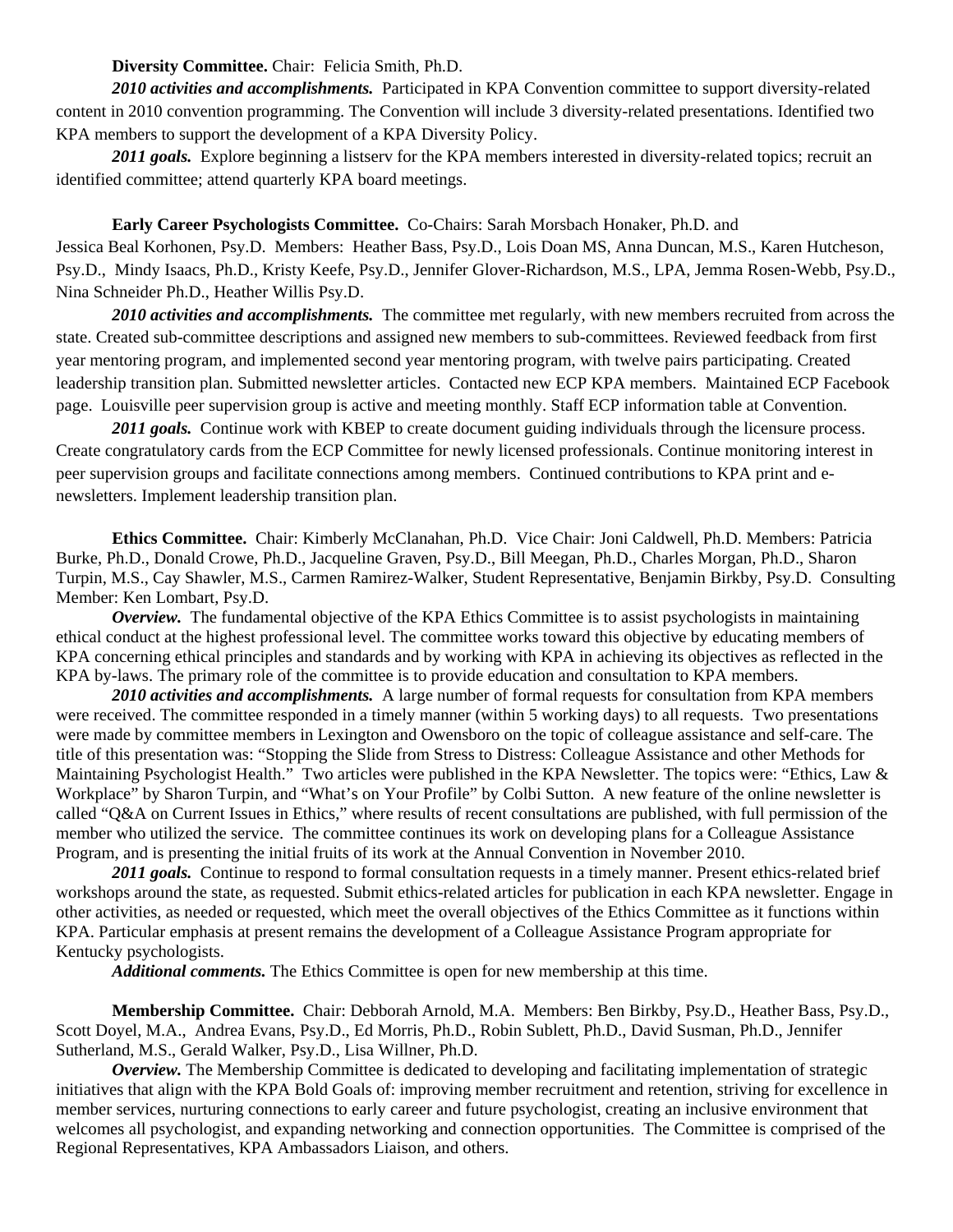**Diversity Committee.** Chair: Felicia Smith, Ph.D.

***2010 activities and accomplishments.*** Participated in KPA Convention committee to support diversity-related content in 2010 convention programming. The Convention will include 3 diversity-related presentations. Identified two KPA members to support the development of a KPA Diversity Policy.

***2011 goals.*** Explore beginning a listserv for the KPA members interested in diversity-related topics; recruit an identified committee; attend quarterly KPA board meetings.

**Early Career Psychologists Committee.** Co-Chairs: Sarah Morsbach Honaker, Ph.D. and Jessica Beal Korhonen, Psy.D. Members: Heather Bass, Psy.D., Lois Doan MS, Anna Duncan, M.S., Karen Hutcheson, Psy.D., Mindy Isaacs, Ph.D., Kristy Keefe, Psy.D., Jennifer Glover-Richardson, M.S., LPA, Jemma Rosen-Webb, Psy.D., Nina Schneider Ph.D., Heather Willis Psy.D.

***2010 activities and accomplishments.*** The committee met regularly, with new members recruited from across the state. Created sub-committee descriptions and assigned new members to sub-committees. Reviewed feedback from first year mentoring program, and implemented second year mentoring program, with twelve pairs participating. Created leadership transition plan. Submitted newsletter articles. Contacted new ECP KPA members. Maintained ECP Facebook page. Louisville peer supervision group is active and meeting monthly. Staff ECP information table at Convention.

***2011 goals.*** Continue work with KBEP to create document guiding individuals through the licensure process. Create congratulatory cards from the ECP Committee for newly licensed professionals. Continue monitoring interest in peer supervision groups and facilitate connections among members. Continued contributions to KPA print and e-newsletters. Implement leadership transition plan.

**Ethics Committee.** Chair: Kimberly McClanahan, Ph.D. Vice Chair: Joni Caldwell, Ph.D. Members: Patricia Burke, Ph.D., Donald Crowe, Ph.D., Jacqueline Graven, Psy.D., Bill Meegan, Ph.D., Charles Morgan, Ph.D., Sharon Turpin, M.S., Cay Shawler, M.S., Carmen Ramirez-Walker, Student Representative, Benjamin Birkby, Psy.D. Consulting Member: Ken Lombart, Psy.D.

***Overview.*** The fundamental objective of the KPA Ethics Committee is to assist psychologists in maintaining ethical conduct at the highest professional level. The committee works toward this objective by educating members of KPA concerning ethical principles and standards and by working with KPA in achieving its objectives as reflected in the KPA by-laws. The primary role of the committee is to provide education and consultation to KPA members.

***2010 activities and accomplishments.*** A large number of formal requests for consultation from KPA members were received. The committee responded in a timely manner (within 5 working days) to all requests. Two presentations were made by committee members in Lexington and Owensboro on the topic of colleague assistance and self-care. The title of this presentation was: "Stopping the Slide from Stress to Distress: Colleague Assistance and other Methods for Maintaining Psychologist Health." Two articles were published in the KPA Newsletter. The topics were: "Ethics, Law & Workplace" by Sharon Turpin, and "What's on Your Profile" by Colbi Sutton. A new feature of the online newsletter is called "Q&A on Current Issues in Ethics," where results of recent consultations are published, with full permission of the member who utilized the service. The committee continues its work on developing plans for a Colleague Assistance Program, and is presenting the initial fruits of its work at the Annual Convention in November 2010.

***2011 goals.*** Continue to respond to formal consultation requests in a timely manner. Present ethics-related brief workshops around the state, as requested. Submit ethics-related articles for publication in each KPA newsletter. Engage in other activities, as needed or requested, which meet the overall objectives of the Ethics Committee as it functions within KPA. Particular emphasis at present remains the development of a Colleague Assistance Program appropriate for Kentucky psychologists.

***Additional comments.*** The Ethics Committee is open for new membership at this time.

**Membership Committee.** Chair: Debborah Arnold, M.A. Members: Ben Birkby, Psy.D., Heather Bass, Psy.D., Scott Doyel, M.A., Andrea Evans, Psy.D., Ed Morris, Ph.D., Robin Sublett, Ph.D., David Susman, Ph.D., Jennifer Sutherland, M.S., Gerald Walker, Psy.D., Lisa Willner, Ph.D.

***Overview.*** The Membership Committee is dedicated to developing and facilitating implementation of strategic initiatives that align with the KPA Bold Goals of: improving member recruitment and retention, striving for excellence in member services, nurturing connections to early career and future psychologist, creating an inclusive environment that welcomes all psychologist, and expanding networking and connection opportunities. The Committee is comprised of the Regional Representatives, KPA Ambassadors Liaison, and others.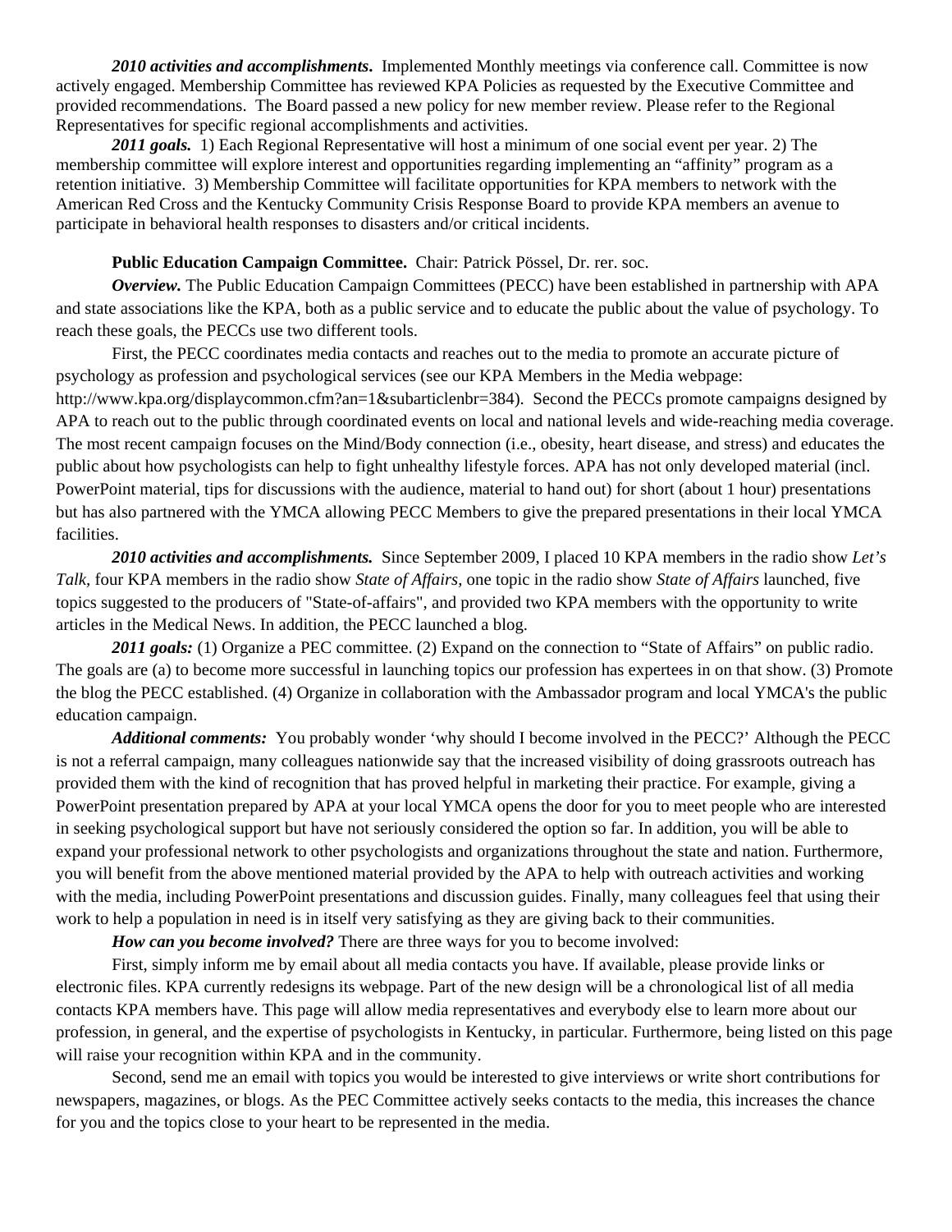***2010 activities and accomplishments.*** Implemented Monthly meetings via conference call. Committee is now actively engaged. Membership Committee has reviewed KPA Policies as requested by the Executive Committee and provided recommendations. The Board passed a new policy for new member review. Please refer to the Regional Representatives for specific regional accomplishments and activities.

***2011 goals.*** 1) Each Regional Representative will host a minimum of one social event per year. 2) The membership committee will explore interest and opportunities regarding implementing an "affinity" program as a retention initiative. 3) Membership Committee will facilitate opportunities for KPA members to network with the American Red Cross and the Kentucky Community Crisis Response Board to provide KPA members an avenue to participate in behavioral health responses to disasters and/or critical incidents.

**Public Education Campaign Committee.** Chair: Patrick Pössel, Dr. rer. soc.

***Overview.*** The Public Education Campaign Committees (PECC) have been established in partnership with APA and state associations like the KPA, both as a public service and to educate the public about the value of psychology. To reach these goals, the PECCs use two different tools.

First, the PECC coordinates media contacts and reaches out to the media to promote an accurate picture of psychology as profession and psychological services (see our KPA Members in the Media webpage: http://www.kpa.org/displaycommon.cfm?an=1&subarticlenbr=384). Second the PECCs promote campaigns designed by APA to reach out to the public through coordinated events on local and national levels and wide-reaching media coverage. The most recent campaign focuses on the Mind/Body connection (i.e., obesity, heart disease, and stress) and educates the public about how psychologists can help to fight unhealthy lifestyle forces. APA has not only developed material (incl. PowerPoint material, tips for discussions with the audience, material to hand out) for short (about 1 hour) presentations but has also partnered with the YMCA allowing PECC Members to give the prepared presentations in their local YMCA facilities.

***2010 activities and accomplishments.*** Since September 2009, I placed 10 KPA members in the radio show *Let's Talk*, four KPA members in the radio show *State of Affairs*, one topic in the radio show *State of Affairs* launched, five topics suggested to the producers of "State-of-affairs", and provided two KPA members with the opportunity to write articles in the Medical News. In addition, the PECC launched a blog.

***2011 goals:*** (1) Organize a PEC committee. (2) Expand on the connection to "State of Affairs" on public radio. The goals are (a) to become more successful in launching topics our profession has expertees in on that show. (3) Promote the blog the PECC established. (4) Organize in collaboration with the Ambassador program and local YMCA's the public education campaign.

***Additional comments:*** You probably wonder 'why should I become involved in the PECC?' Although the PECC is not a referral campaign, many colleagues nationwide say that the increased visibility of doing grassroots outreach has provided them with the kind of recognition that has proved helpful in marketing their practice. For example, giving a PowerPoint presentation prepared by APA at your local YMCA opens the door for you to meet people who are interested in seeking psychological support but have not seriously considered the option so far. In addition, you will be able to expand your professional network to other psychologists and organizations throughout the state and nation. Furthermore, you will benefit from the above mentioned material provided by the APA to help with outreach activities and working with the media, including PowerPoint presentations and discussion guides. Finally, many colleagues feel that using their work to help a population in need is in itself very satisfying as they are giving back to their communities.

***How can you become involved?*** There are three ways for you to become involved:

First, simply inform me by email about all media contacts you have. If available, please provide links or electronic files. KPA currently redesigns its webpage. Part of the new design will be a chronological list of all media contacts KPA members have. This page will allow media representatives and everybody else to learn more about our profession, in general, and the expertise of psychologists in Kentucky, in particular. Furthermore, being listed on this page will raise your recognition within KPA and in the community.

Second, send me an email with topics you would be interested to give interviews or write short contributions for newspapers, magazines, or blogs. As the PEC Committee actively seeks contacts to the media, this increases the chance for you and the topics close to your heart to be represented in the media.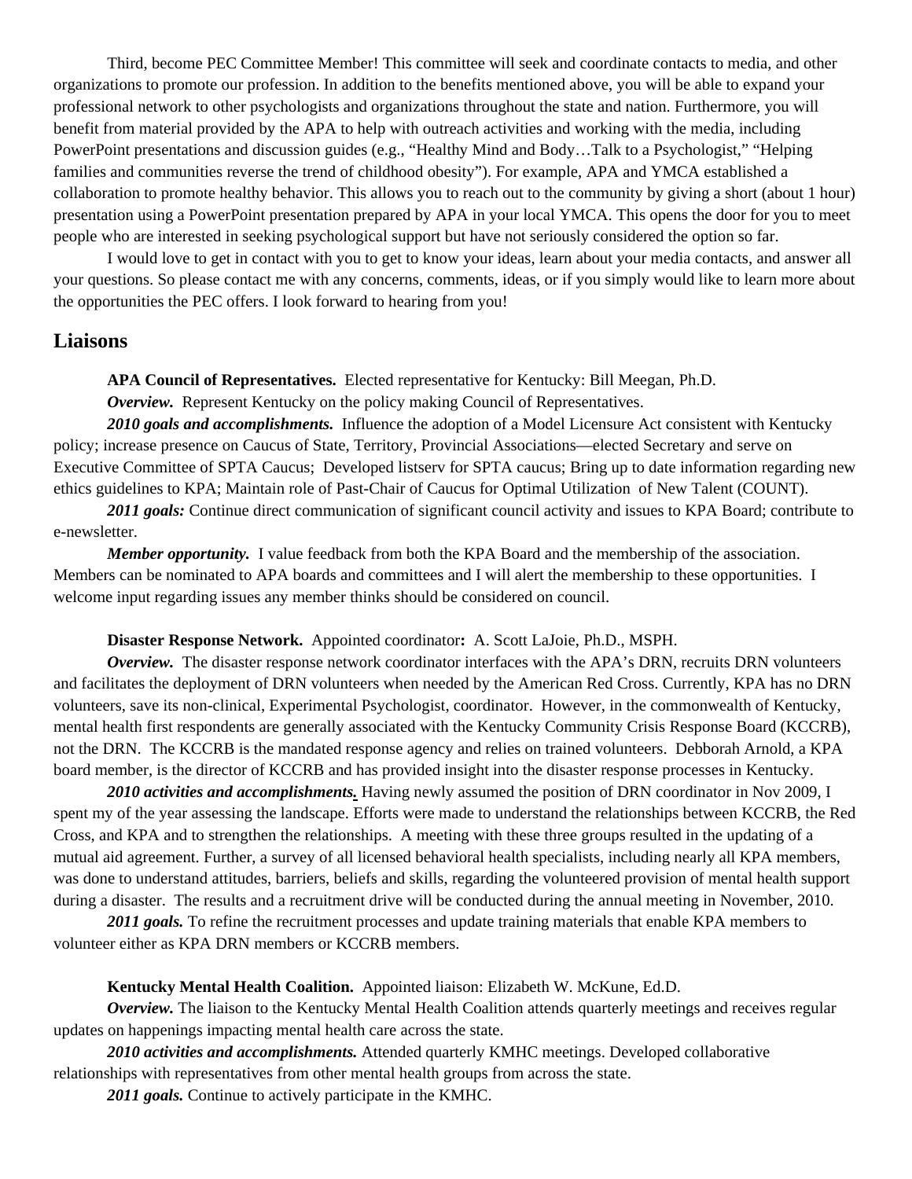Third, become PEC Committee Member! This committee will seek and coordinate contacts to media, and other organizations to promote our profession. In addition to the benefits mentioned above, you will be able to expand your professional network to other psychologists and organizations throughout the state and nation. Furthermore, you will benefit from material provided by the APA to help with outreach activities and working with the media, including PowerPoint presentations and discussion guides (e.g., "Healthy Mind and Body…Talk to a Psychologist," "Helping families and communities reverse the trend of childhood obesity"). For example, APA and YMCA established a collaboration to promote healthy behavior. This allows you to reach out to the community by giving a short (about 1 hour) presentation using a PowerPoint presentation prepared by APA in your local YMCA. This opens the door for you to meet people who are interested in seeking psychological support but have not seriously considered the option so far.

I would love to get in contact with you to get to know your ideas, learn about your media contacts, and answer all your questions. So please contact me with any concerns, comments, ideas, or if you simply would like to learn more about the opportunities the PEC offers. I look forward to hearing from you!

## Liaisons

**APA Council of Representatives.** Elected representative for Kentucky: Bill Meegan, Ph.D.

***Overview.*** Represent Kentucky on the policy making Council of Representatives.

***2010 goals and accomplishments.*** Influence the adoption of a Model Licensure Act consistent with Kentucky policy; increase presence on Caucus of State, Territory, Provincial Associations—elected Secretary and serve on Executive Committee of SPTA Caucus; Developed listserv for SPTA caucus; Bring up to date information regarding new ethics guidelines to KPA; Maintain role of Past-Chair of Caucus for Optimal Utilization of New Talent (COUNT).

***2011 goals:*** Continue direct communication of significant council activity and issues to KPA Board; contribute to e-newsletter.

***Member opportunity.*** I value feedback from both the KPA Board and the membership of the association. Members can be nominated to APA boards and committees and I will alert the membership to these opportunities. I welcome input regarding issues any member thinks should be considered on council.

**Disaster Response Network.** Appointed coordinator**:** A. Scott LaJoie, Ph.D., MSPH.

***Overview.*** The disaster response network coordinator interfaces with the APA's DRN, recruits DRN volunteers and facilitates the deployment of DRN volunteers when needed by the American Red Cross. Currently, KPA has no DRN volunteers, save its non-clinical, Experimental Psychologist, coordinator. However, in the commonwealth of Kentucky, mental health first respondents are generally associated with the Kentucky Community Crisis Response Board (KCCRB), not the DRN. The KCCRB is the mandated response agency and relies on trained volunteers. Debborah Arnold, a KPA board member, is the director of KCCRB and has provided insight into the disaster response processes in Kentucky.

***2010 activities and accomplishments.*** Having newly assumed the position of DRN coordinator in Nov 2009, I spent my of the year assessing the landscape. Efforts were made to understand the relationships between KCCRB, the Red Cross, and KPA and to strengthen the relationships. A meeting with these three groups resulted in the updating of a mutual aid agreement. Further, a survey of all licensed behavioral health specialists, including nearly all KPA members, was done to understand attitudes, barriers, beliefs and skills, regarding the volunteered provision of mental health support during a disaster. The results and a recruitment drive will be conducted during the annual meeting in November, 2010.

***2011 goals.*** To refine the recruitment processes and update training materials that enable KPA members to volunteer either as KPA DRN members or KCCRB members.

**Kentucky Mental Health Coalition.** Appointed liaison: Elizabeth W. McKune, Ed.D.

***Overview.*** The liaison to the Kentucky Mental Health Coalition attends quarterly meetings and receives regular updates on happenings impacting mental health care across the state.

***2010 activities and accomplishments.*** Attended quarterly KMHC meetings. Developed collaborative relationships with representatives from other mental health groups from across the state.

***2011 goals.*** Continue to actively participate in the KMHC.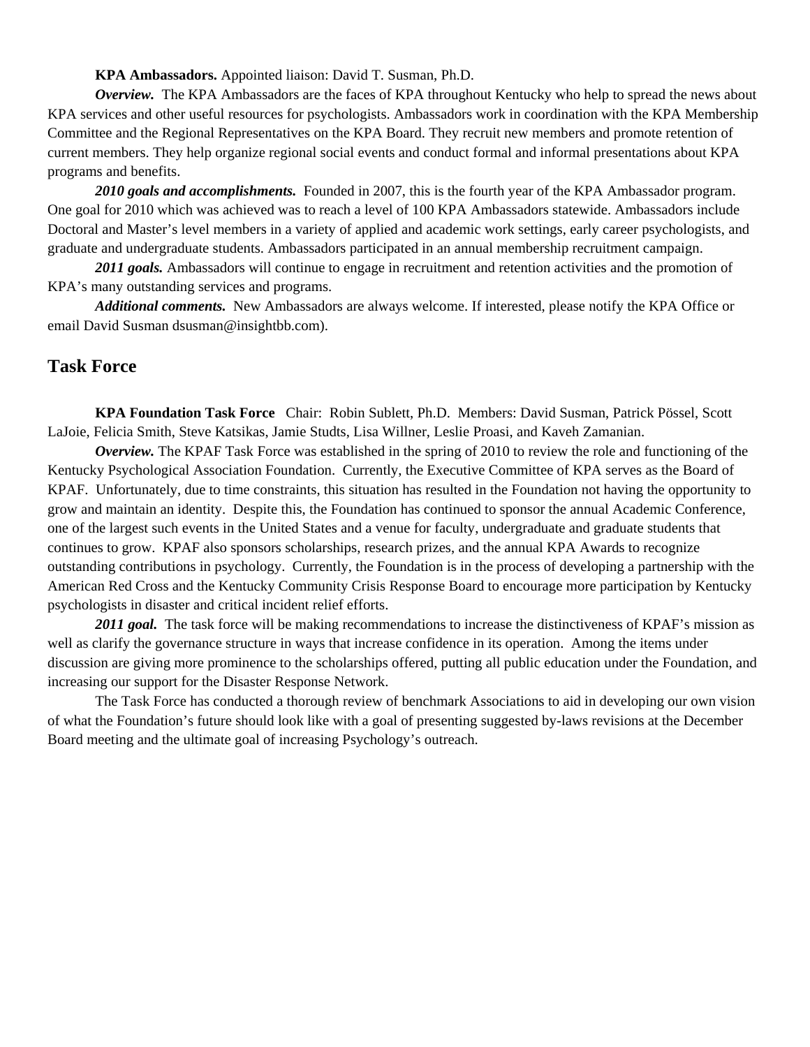**KPA Ambassadors.** Appointed liaison: David T. Susman, Ph.D.

***Overview.*** The KPA Ambassadors are the faces of KPA throughout Kentucky who help to spread the news about KPA services and other useful resources for psychologists. Ambassadors work in coordination with the KPA Membership Committee and the Regional Representatives on the KPA Board. They recruit new members and promote retention of current members. They help organize regional social events and conduct formal and informal presentations about KPA programs and benefits.

***2010 goals and accomplishments.*** Founded in 2007, this is the fourth year of the KPA Ambassador program. One goal for 2010 which was achieved was to reach a level of 100 KPA Ambassadors statewide. Ambassadors include Doctoral and Master's level members in a variety of applied and academic work settings, early career psychologists, and graduate and undergraduate students. Ambassadors participated in an annual membership recruitment campaign.

***2011 goals.*** Ambassadors will continue to engage in recruitment and retention activities and the promotion of KPA's many outstanding services and programs.

***Additional comments.*** New Ambassadors are always welcome. If interested, please notify the KPA Office or email David Susman dsusman@insightbb.com).

## Task Force

**KPA Foundation Task Force** Chair: Robin Sublett, Ph.D. Members: David Susman, Patrick Pössel, Scott LaJoie, Felicia Smith, Steve Katsikas, Jamie Studts, Lisa Willner, Leslie Proasi, and Kaveh Zamanian.

***Overview.*** The KPAF Task Force was established in the spring of 2010 to review the role and functioning of the Kentucky Psychological Association Foundation. Currently, the Executive Committee of KPA serves as the Board of KPAF. Unfortunately, due to time constraints, this situation has resulted in the Foundation not having the opportunity to grow and maintain an identity. Despite this, the Foundation has continued to sponsor the annual Academic Conference, one of the largest such events in the United States and a venue for faculty, undergraduate and graduate students that continues to grow. KPAF also sponsors scholarships, research prizes, and the annual KPA Awards to recognize outstanding contributions in psychology. Currently, the Foundation is in the process of developing a partnership with the American Red Cross and the Kentucky Community Crisis Response Board to encourage more participation by Kentucky psychologists in disaster and critical incident relief efforts.

***2011 goal.*** The task force will be making recommendations to increase the distinctiveness of KPAF's mission as well as clarify the governance structure in ways that increase confidence in its operation. Among the items under discussion are giving more prominence to the scholarships offered, putting all public education under the Foundation, and increasing our support for the Disaster Response Network.

The Task Force has conducted a thorough review of benchmark Associations to aid in developing our own vision of what the Foundation's future should look like with a goal of presenting suggested by-laws revisions at the December Board meeting and the ultimate goal of increasing Psychology's outreach.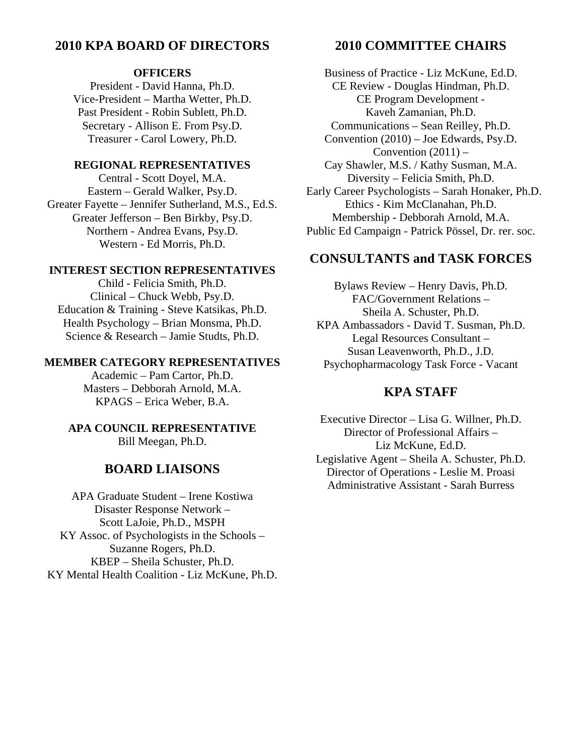## 2010 KPA BOARD OF DIRECTORS

### OFFICERS

President - David Hanna, Ph.D.
Vice-President – Martha Wetter, Ph.D.
Past President - Robin Sublett, Ph.D.
Secretary - Allison E. From Psy.D.
Treasurer - Carol Lowery, Ph.D.

### REGIONAL REPRESENTATIVES

Central - Scott Doyel, M.A.
Eastern – Gerald Walker, Psy.D.
Greater Fayette – Jennifer Sutherland, M.S., Ed.S.
Greater Jefferson – Ben Birkby, Psy.D.
Northern - Andrea Evans, Psy.D.
Western - Ed Morris, Ph.D.

### INTEREST SECTION REPRESENTATIVES

Child - Felicia Smith, Ph.D.
Clinical – Chuck Webb, Psy.D.
Education & Training - Steve Katsikas, Ph.D.
Health Psychology – Brian Monsma, Ph.D.
Science & Research – Jamie Studts, Ph.D.

### MEMBER CATEGORY REPRESENTATIVES

Academic – Pam Cartor, Ph.D.
Masters – Debborah Arnold, M.A.
KPAGS – Erica Weber, B.A.

### APA COUNCIL REPRESENTATIVE

Bill Meegan, Ph.D.

## BOARD LIAISONS

APA Graduate Student – Irene Kostiwa
Disaster Response Network –
Scott LaJoie, Ph.D., MSPH
KY Assoc. of Psychologists in the Schools –
Suzanne Rogers, Ph.D.
KBEP – Sheila Schuster, Ph.D.
KY Mental Health Coalition - Liz McKune, Ph.D.

## 2010 COMMITTEE CHAIRS

Business of Practice - Liz McKune, Ed.D.
CE Review - Douglas Hindman, Ph.D.
CE Program Development -
Kaveh Zamanian, Ph.D.
Communications – Sean Reilley, Ph.D.
Convention (2010) – Joe Edwards, Psy.D.
Convention (2011) –
Cay Shawler, M.S. / Kathy Susman, M.A.
Diversity – Felicia Smith, Ph.D.
Early Career Psychologists – Sarah Honaker, Ph.D.
Ethics - Kim McClanahan, Ph.D.
Membership - Debborah Arnold, M.A.
Public Ed Campaign - Patrick Pössel, Dr. rer. soc.

## CONSULTANTS and TASK FORCES

Bylaws Review – Henry Davis, Ph.D.
FAC/Government Relations –
Sheila A. Schuster, Ph.D.
KPA Ambassadors - David T. Susman, Ph.D.
Legal Resources Consultant –
Susan Leavenworth, Ph.D., J.D.
Psychopharmacology Task Force - Vacant

## KPA STAFF

Executive Director – Lisa G. Willner, Ph.D.
Director of Professional Affairs –
Liz McKune, Ed.D.
Legislative Agent – Sheila A. Schuster, Ph.D.
Director of Operations - Leslie M. Proasi
Administrative Assistant - Sarah Burress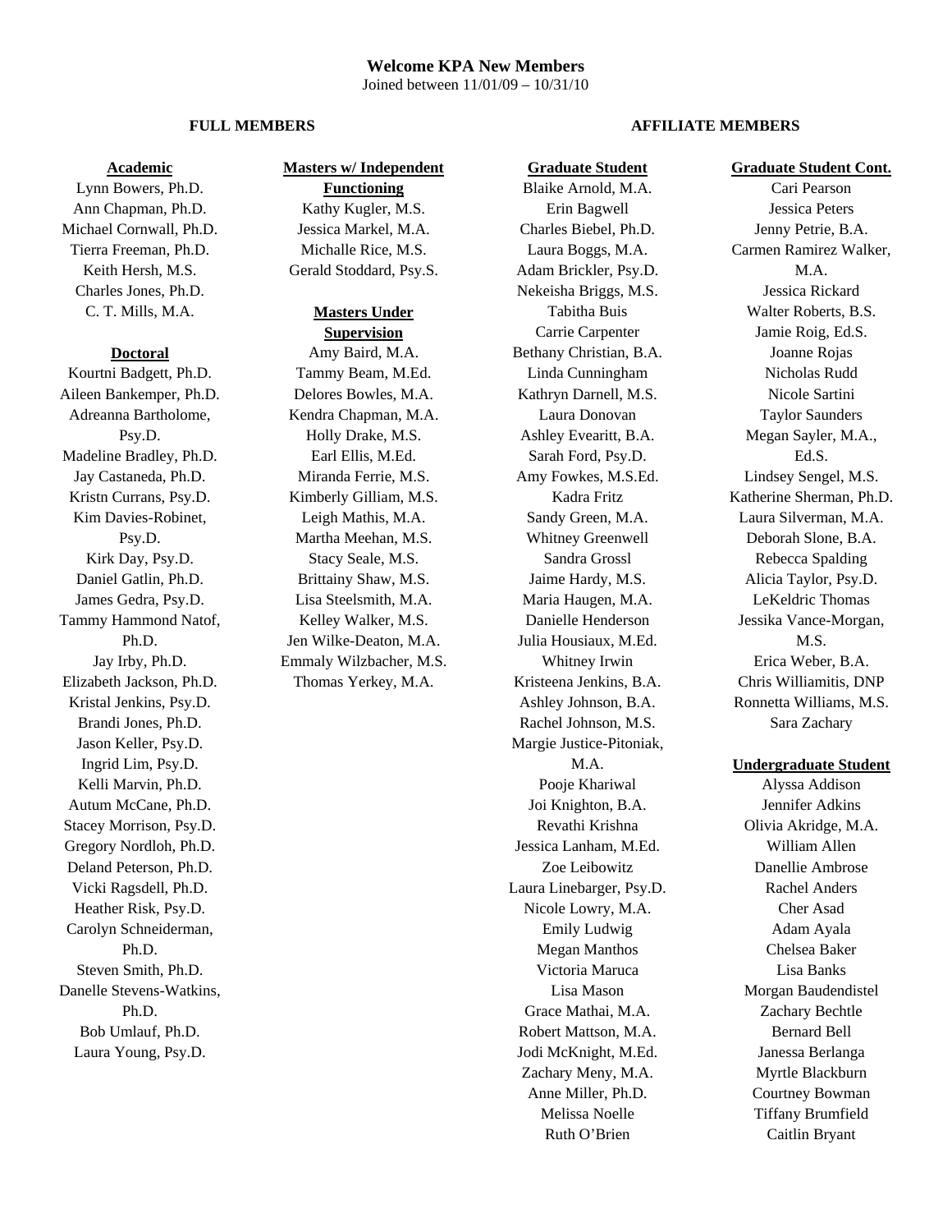## Welcome KPA New Members

Joined between 11/01/09 – 10/31/10

### FULL MEMBERS

**Academic**

Lynn Bowers, Ph.D.
Ann Chapman, Ph.D.
Michael Cornwall, Ph.D.
Tierra Freeman, Ph.D.
Keith Hersh, M.S.
Charles Jones, Ph.D.
C. T. Mills, M.A.

**Doctoral**

Kourtni Badgett, Ph.D.
Aileen Bankemper, Ph.D.
Adreanna Bartholome, Psy.D.
Madeline Bradley, Ph.D.
Jay Castaneda, Ph.D.
Kristn Currans, Psy.D.
Kim Davies-Robinet, Psy.D.
Kirk Day, Psy.D.
Daniel Gatlin, Ph.D.
James Gedra, Psy.D.
Tammy Hammond Natof, Ph.D.
Jay Irby, Ph.D.
Elizabeth Jackson, Ph.D.
Kristal Jenkins, Psy.D.
Brandi Jones, Ph.D.
Jason Keller, Psy.D.
Ingrid Lim, Psy.D.
Kelli Marvin, Ph.D.
Autum McCane, Ph.D.
Stacey Morrison, Psy.D.
Gregory Nordloh, Ph.D.
Deland Peterson, Ph.D.
Vicki Ragsdell, Ph.D.
Heather Risk, Psy.D.
Carolyn Schneiderman, Ph.D.
Steven Smith, Ph.D.
Danelle Stevens-Watkins, Ph.D.
Bob Umlauf, Ph.D.
Laura Young, Psy.D.

**Masters w/ Independent Functioning**

Kathy Kugler, M.S.
Jessica Markel, M.A.
Michalle Rice, M.S.
Gerald Stoddard, Psy.S.

**Masters Under Supervision**

Amy Baird, M.A.
Tammy Beam, M.Ed.
Delores Bowles, M.A.
Kendra Chapman, M.A.
Holly Drake, M.S.
Earl Ellis, M.Ed.
Miranda Ferrie, M.S.
Kimberly Gilliam, M.S.
Leigh Mathis, M.A.
Martha Meehan, M.S.
Stacy Seale, M.S.
Brittainy Shaw, M.S.
Lisa Steelsmith, M.A.
Kelley Walker, M.S.
Jen Wilke-Deaton, M.A.
Emmaly Wilzbacher, M.S.
Thomas Yerkey, M.A.

### AFFILIATE MEMBERS

**Graduate Student**

Blaike Arnold, M.A.
Erin Bagwell
Charles Biebel, Ph.D.
Laura Boggs, M.A.
Adam Brickler, Psy.D.
Nekeisha Briggs, M.S.
Tabitha Buis
Carrie Carpenter
Bethany Christian, B.A.
Linda Cunningham
Kathryn Darnell, M.S.
Laura Donovan
Ashley Evearitt, B.A.
Sarah Ford, Psy.D.
Amy Fowkes, M.S.Ed.
Kadra Fritz
Sandy Green, M.A.
Whitney Greenwell
Sandra Grossl
Jaime Hardy, M.S.
Maria Haugen, M.A.
Danielle Henderson
Julia Housiaux, M.Ed.
Whitney Irwin
Kristeena Jenkins, B.A.
Ashley Johnson, B.A.
Rachel Johnson, M.S.
Margie Justice-Pitoniak, M.A.
Pooje Khariwal
Joi Knighton, B.A.
Revathi Krishna
Jessica Lanham, M.Ed.
Zoe Leibowitz
Laura Linebarger, Psy.D.
Nicole Lowry, M.A.
Emily Ludwig
Megan Manthos
Victoria Maruca
Lisa Mason
Grace Mathai, M.A.
Robert Mattson, M.A.
Jodi McKnight, M.Ed.
Zachary Meny, M.A.
Anne Miller, Ph.D.
Melissa Noelle
Ruth O'Brien

**Graduate Student Cont.**

Cari Pearson
Jessica Peters
Jenny Petrie, B.A.
Carmen Ramirez Walker, M.A.
Jessica Rickard
Walter Roberts, B.S.
Jamie Roig, Ed.S.
Joanne Rojas
Nicholas Rudd
Nicole Sartini
Taylor Saunders
Megan Sayler, M.A., Ed.S.
Lindsey Sengel, M.S.
Katherine Sherman, Ph.D.
Laura Silverman, M.A.
Deborah Slone, B.A.
Rebecca Spalding
Alicia Taylor, Psy.D.
LeKeldric Thomas
Jessika Vance-Morgan, M.S.
Erica Weber, B.A.
Chris Williamitis, DNP
Ronnetta Williams, M.S.
Sara Zachary

**Undergraduate Student**

Alyssa Addison
Jennifer Adkins
Olivia Akridge, M.A.
William Allen
Danellie Ambrose
Rachel Anders
Cher Asad
Adam Ayala
Chelsea Baker
Lisa Banks
Morgan Baudendistel
Zachary Bechtle
Bernard Bell
Janessa Berlanga
Myrtle Blackburn
Courtney Bowman
Tiffany Brumfield
Caitlin Bryant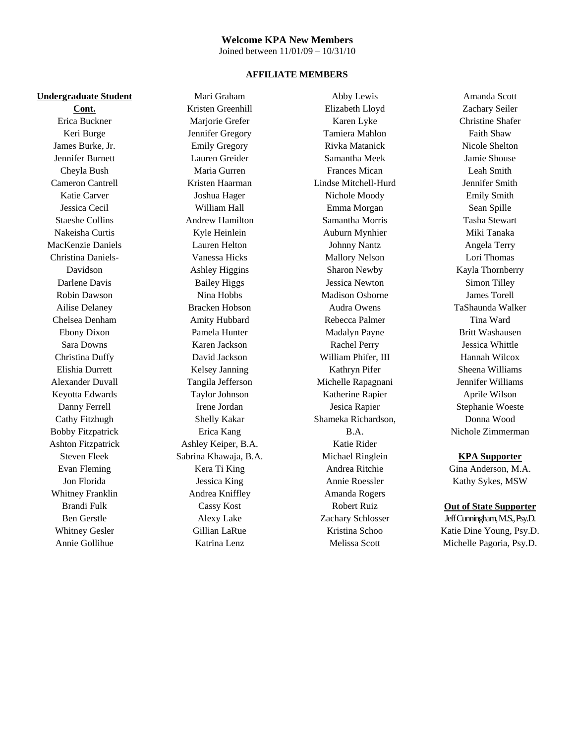**Welcome KPA New Members**

Joined between 11/01/09 – 10/31/10

**AFFILIATE MEMBERS**

**Undergraduate Student Cont.**

Erica Buckner
Keri Burge
James Burke, Jr.
Jennifer Burnett
Cheyla Bush
Cameron Cantrell
Katie Carver
Jessica Cecil
Staeshe Collins
Nakeisha Curtis
MacKenzie Daniels
Christina Daniels-Davidson
Darlene Davis
Robin Dawson
Ailise Delaney
Chelsea Denham
Ebony Dixon
Sara Downs
Christina Duffy
Elishia Durrett
Alexander Duvall
Keyotta Edwards
Danny Ferrell
Cathy Fitzhugh
Bobby Fitzpatrick
Ashton Fitzpatrick
Steven Fleek
Evan Fleming
Jon Florida
Whitney Franklin
Brandi Fulk
Ben Gerstle
Whitney Gesler
Annie Gollihue
Mari Graham
Kristen Greenhill
Marjorie Grefer
Jennifer Gregory
Emily Gregory
Lauren Greider
Maria Gurren
Kristen Haarman
Joshua Hager
William Hall
Andrew Hamilton
Kyle Heinlein
Lauren Helton
Vanessa Hicks
Ashley Higgins
Bailey Higgs
Nina Hobbs
Bracken Hobson
Amity Hubbard
Pamela Hunter
Karen Jackson
David Jackson
Kelsey Janning
Tangila Jefferson
Taylor Johnson
Irene Jordan
Shelly Kakar
Erica Kang
Ashley Keiper, B.A.
Sabrina Khawaja, B.A.
Kera Ti King
Jessica King
Andrea Kniffley
Cassy Kost
Alexy Lake
Gillian LaRue
Katrina Lenz
Abby Lewis
Elizabeth Lloyd
Karen Lyke
Tamiera Mahlon
Rivka Matanick
Samantha Meek
Frances Mican
Lindse Mitchell-Hurd
Nichole Moody
Emma Morgan
Samantha Morris
Auburn Mynhier
Johnny Nantz
Mallory Nelson
Sharon Newby
Jessica Newton
Madison Osborne
Audra Owens
Rebecca Palmer
Madalyn Payne
Rachel Perry
William Phifer, III
Kathryn Pifer
Michelle Rapagnani
Katherine Rapier
Jesica Rapier
Shameka Richardson, B.A.
Katie Rider
Michael Ringlein
Andrea Ritchie
Annie Roessler
Amanda Rogers
Robert Ruiz
Zachary Schlosser
Kristina Schoo
Melissa Scott
Amanda Scott
Zachary Seiler
Christine Shafer
Faith Shaw
Nicole Shelton
Jamie Shouse
Leah Smith
Jennifer Smith
Emily Smith
Sean Spille
Tasha Stewart
Miki Tanaka
Angela Terry
Lori Thomas
Kayla Thornberry
Simon Tilley
James Torell
TaShaunda Walker
Tina Ward
Britt Washausen
Jessica Whittle
Hannah Wilcox
Sheena Williams
Jennifer Williams
Aprile Wilson
Stephanie Woeste
Donna Wood
Nichole Zimmerman

**KPA Supporter**

Gina Anderson, M.A.
Kathy Sykes, MSW

**Out of State Supporter**

Jeff Cunningham, M.S., Psy.D.
Katie Dine Young, Psy.D.
Michelle Pagoria, Psy.D.